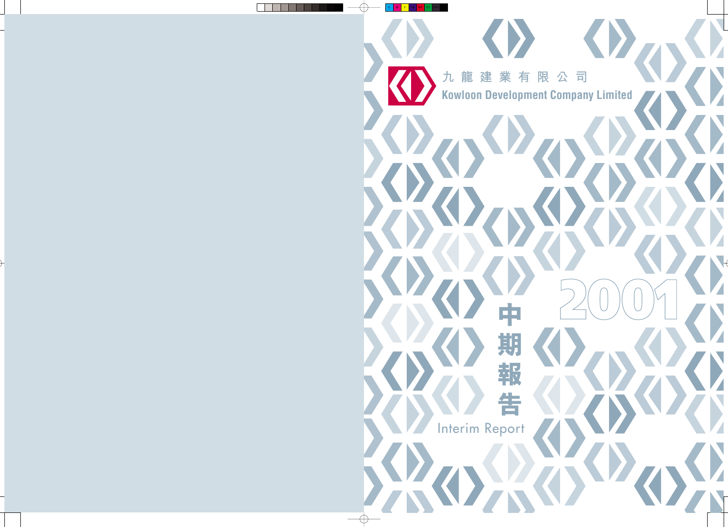九龍建業有限公司

Kowloon Development Company Limited

# 2001

# 中期報告

# Interim Report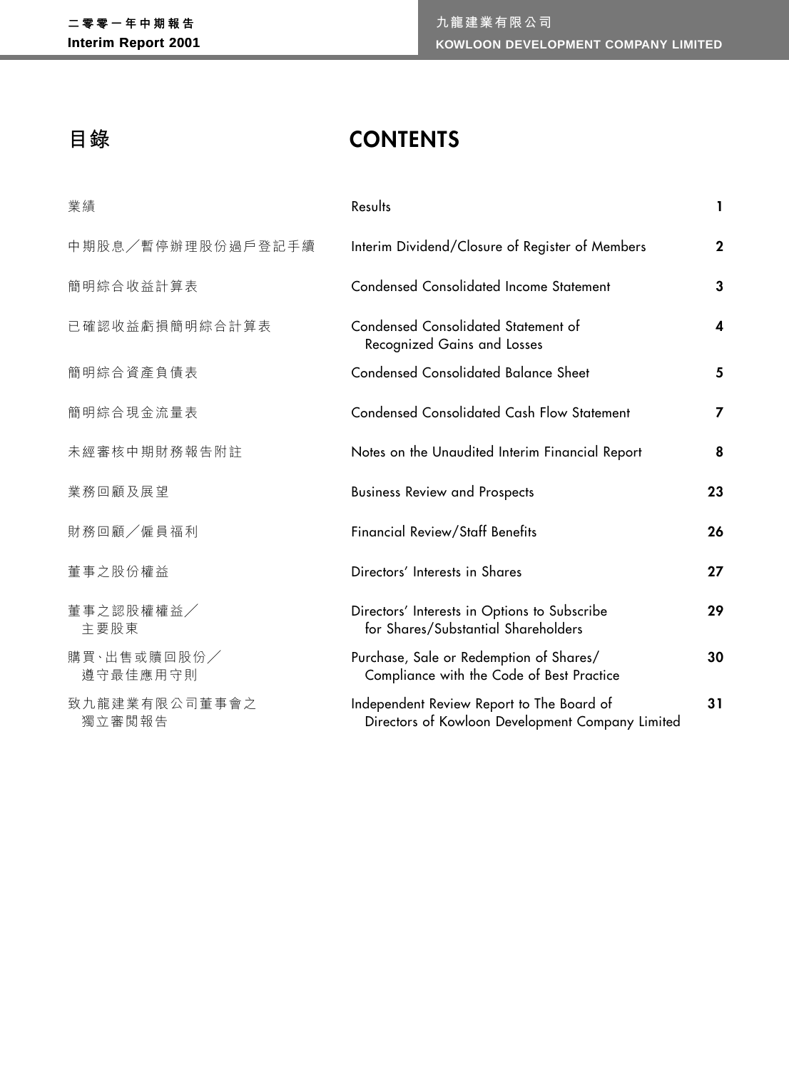# 目錄 CONTENTS

| 目錄 | CONTENTS | |
|---|---|---|
| 業績 | Results | 1 |
| 中期股息／暫停辦理股份過戶登記手續 | Interim Dividend/Closure of Register of Members | 2 |
| 簡明綜合收益計算表 | Condensed Consolidated Income Statement | 3 |
| 已確認收益虧損簡明綜合計算表 | Condensed Consolidated Statement of Recognized Gains and Losses | 4 |
| 簡明綜合資產負債表 | Condensed Consolidated Balance Sheet | 5 |
| 簡明綜合現金流量表 | Condensed Consolidated Cash Flow Statement | 7 |
| 未經審核中期財務報告附註 | Notes on the Unaudited Interim Financial Report | 8 |
| 業務回顧及展望 | Business Review and Prospects | 23 |
| 財務回顧／僱員福利 | Financial Review/Staff Benefits | 26 |
| 董事之股份權益 | Directors' Interests in Shares | 27 |
| 董事之認股權權益／主要股東 | Directors' Interests in Options to Subscribe for Shares/Substantial Shareholders | 29 |
| 購買、出售或贖回股份／遵守最佳應用守則 | Purchase, Sale or Redemption of Shares/ Compliance with the Code of Best Practice | 30 |
| 致九龍建業有限公司董事會之獨立審閱報告 | Independent Review Report to The Board of Directors of Kowloon Development Company Limited | 31 |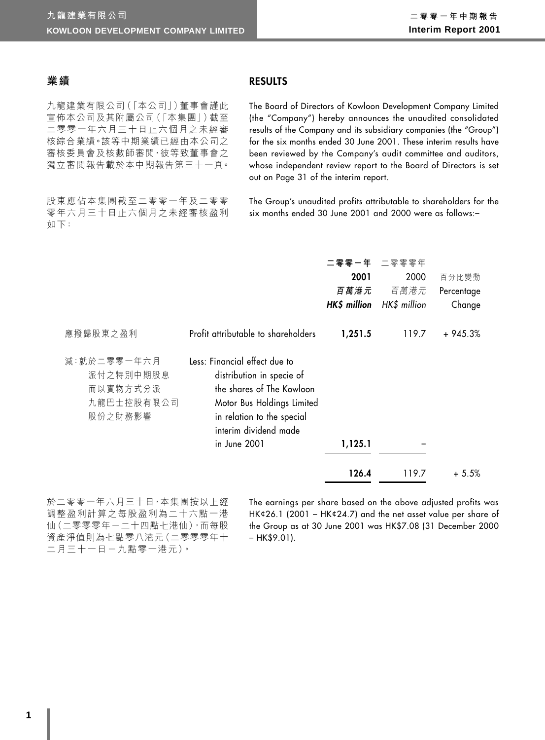## 業績

九龍建業有限公司（「本公司」）董事會謹此宣佈本公司及其附屬公司（「本集團」）截至二零零一年六月三十日止六個月之未經審核綜合業績。該等中期業績已經由本公司之審核委員會及核數師審閱，彼等致董事會之獨立審閱報告載於本中期報告第三十一頁。

股東應佔本集團截至二零零一年及二零零零年六月三十日止六個月之未經審核盈利如下：

## RESULTS

The Board of Directors of Kowloon Development Company Limited (the "Company") hereby announces the unaudited consolidated results of the Company and its subsidiary companies (the "Group") for the six months ended 30 June 2001. These interim results have been reviewed by the Company's audit committee and auditors, whose independent review report to the Board of Directors is set out on Page 31 of the interim report.

The Group's unaudited profits attributable to shareholders for the six months ended 30 June 2001 and 2000 were as follows:–

| | | 二零零一年<br>**2001**<br>***百萬港元***<br>***HK$ million*** | 二零零零年<br>2000<br>*百萬港元*<br>*HK$ million* | 百分比變動<br>Percentage<br>Change |
|---|---|---|---|---|
| 應撥歸股東之盈利 | Profit attributable to shareholders | **1,251.5** | 119.7 | + 945.3% |
| 減：就於二零零一年六月派付之特別中期股息而以實物方式派九龍巴士控股有限公司股份之財務影響 | Less: Financial effect due to distribution in specie of the shares of The Kowloon Motor Bus Holdings Limited in relation to the special interim dividend made in June 2001 | **1,125.1** | – | |
| | | **126.4** | 119.7 | + 5.5% |

於二零零一年六月三十日，本集團按以上經調整盈利計算之每股盈利為二十六點一港仙（二零零零年－二十四點七港仙），而每股資產淨值則為七點零八港元（二零零零年十二月三十一日－九點零一港元）。

The earnings per share based on the above adjusted profits was HK¢26.1 (2001 – HK¢24.7) and the net asset value per share of the Group as at 30 June 2001 was HK$7.08 (31 December 2000 – HK$9.01).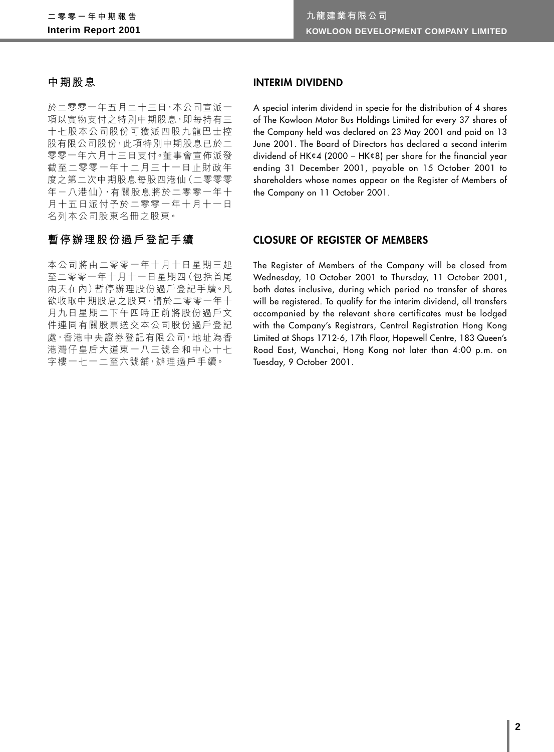## 中期股息

於二零零一年五月二十三日，本公司宣派一項以實物支付之特別中期股息，即每持有三十七股本公司股份可獲派四股九龍巴士控股有限公司股份，此項特別中期股息已於二零零一年六月十三日支付。董事會宣佈派發截至二零零一年十二月三十一日止財政年度之第二次中期股息每股四港仙（二零零零年－八港仙），有關股息將於二零零一年十月十五日派付予於二零零一年十月十一日名列本公司股東名冊之股東。

## 暫停辦理股份過戶登記手續

本公司將由二零零一年十月十日星期三起至二零零一年十月十一日星期四（包括首尾兩天在內）暫停辦理股份過戶登記手續。凡欲收取中期股息之股東，請於二零零一年十月九日星期二下午四時正前將股份過戶文件連同有關股票送交本公司股份過戶登記處，香港中央證券登記有限公司，地址為香港灣仔皇后大道東一八三號合和中心十七字樓一七一二至六號舖，辦理過戶手續。

## INTERIM DIVIDEND

A special interim dividend in specie for the distribution of 4 shares of The Kowloon Motor Bus Holdings Limited for every 37 shares of the Company held was declared on 23 May 2001 and paid on 13 June 2001. The Board of Directors has declared a second interim dividend of HK¢4 (2000 – HK¢8) per share for the financial year ending 31 December 2001, payable on 15 October 2001 to shareholders whose names appear on the Register of Members of the Company on 11 October 2001.

## CLOSURE OF REGISTER OF MEMBERS

The Register of Members of the Company will be closed from Wednesday, 10 October 2001 to Thursday, 11 October 2001, both dates inclusive, during which period no transfer of shares will be registered. To qualify for the interim dividend, all transfers accompanied by the relevant share certificates must be lodged with the Company's Registrars, Central Registration Hong Kong Limited at Shops 1712-6, 17th Floor, Hopewell Centre, 183 Queen's Road East, Wanchai, Hong Kong not later than 4:00 p.m. on Tuesday, 9 October 2001.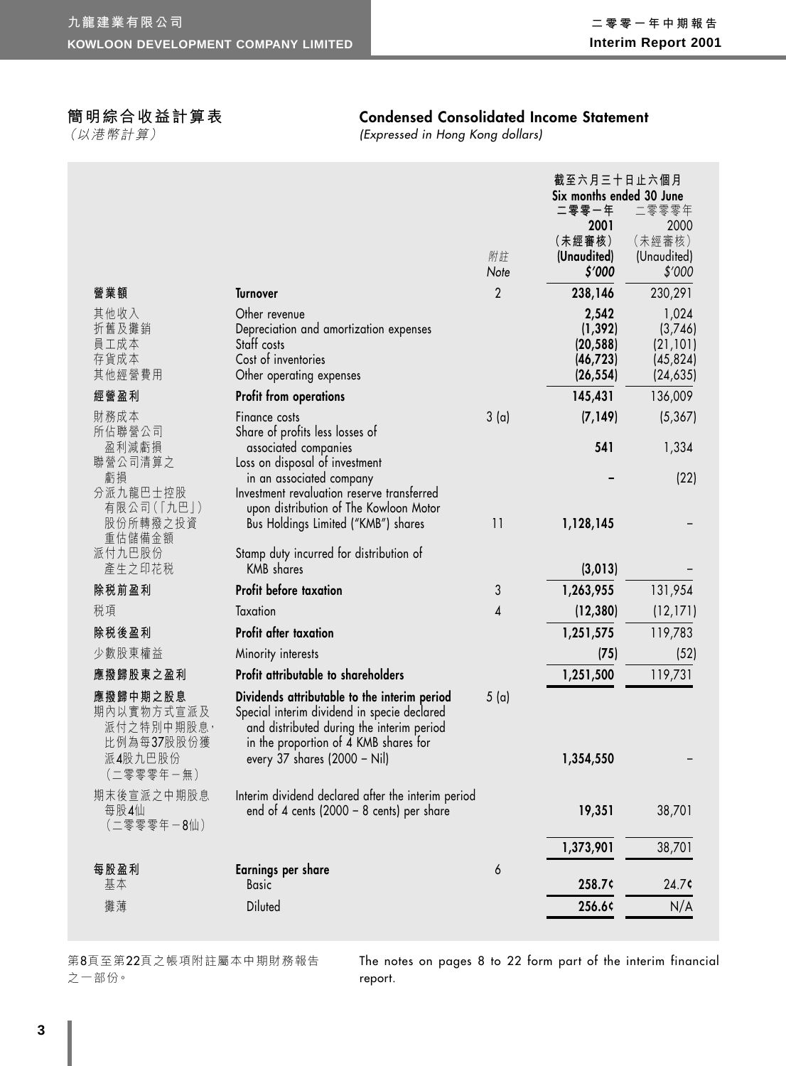## 簡明綜合收益計算表

*（以港幣計算）*

## Condensed Consolidated Income Statement

*(Expressed in Hong Kong dollars)*

| | | 附註 Note | 截至六月三十日止六個月 Six months ended 30 June 二零零一年 2001 (未經審核) (Unaudited) $'000 | 二零零零年 2000 (未經審核) (Unaudited) $'000 |
|---|---|---|---|---|
| **營業額** | **Turnover** | 2 | **238,146** | 230,291 |
| 其他收入 | Other revenue | | **2,542** | 1,024 |
| 折舊及攤銷 | Depreciation and amortization expenses | | **(1,392)** | (3,746) |
| 員工成本 | Staff costs | | **(20,588)** | (21,101) |
| 存貨成本 | Cost of inventories | | **(46,723)** | (45,824) |
| 其他經營費用 | Other operating expenses | | **(26,554)** | (24,635) |
| **經營盈利** | **Profit from operations** | | **145,431** | 136,009 |
| 財務成本 | Finance costs | 3 (a) | **(7,149)** | (5,367) |
| 所佔聯營公司盈利減虧損 | Share of profits less losses of associated companies | | **541** | 1,334 |
| 聯營公司清算之虧損 | Loss on disposal of investment in an associated company | | **–** | (22) |
| 分派九龍巴士控股有限公司(「九巴」)股份所轉撥之投資重估儲備金額 | Investment revaluation reserve transferred upon distribution of The Kowloon Motor Bus Holdings Limited ("KMB") shares | 11 | **1,128,145** | – |
| 派付九巴股份產生之印花稅 | Stamp duty incurred for distribution of KMB shares | | **(3,013)** | – |
| **除稅前盈利** | **Profit before taxation** | 3 | **1,263,955** | 131,954 |
| 稅項 | Taxation | 4 | **(12,380)** | (12,171) |
| **除稅後盈利** | **Profit after taxation** | | **1,251,575** | 119,783 |
| 少數股東權益 | Minority interests | | **(75)** | (52) |
| **應撥歸股東之盈利** | **Profit attributable to shareholders** | | **1,251,500** | 119,731 |
| **應撥歸中期之股息** | **Dividends attributable to the interim period** | 5 (a) | | |
| 期內以實物方式宣派及派付之特別中期股息，比例為每37股股份獲派4股九巴股份（二零零零年－無） | Special interim dividend in specie declared and distributed during the interim period in the proportion of 4 KMB shares for every 37 shares (2000 – Nil) | | **1,354,550** | – |
| 期末後宣派之中期股息每股4仙（二零零零年－8仙） | Interim dividend declared after the interim period end of 4 cents (2000 – 8 cents) per share | | **19,351** | 38,701 |
| | | | **1,373,901** | 38,701 |
| **每股盈利** | **Earnings per share** | 6 | | |
| 基本 | Basic | | **258.7¢** | 24.7¢ |
| 攤薄 | Diluted | | **256.6¢** | N/A |

第8頁至第22頁之帳項附註屬本中期財務報告之一部份。

The notes on pages 8 to 22 form part of the interim financial report.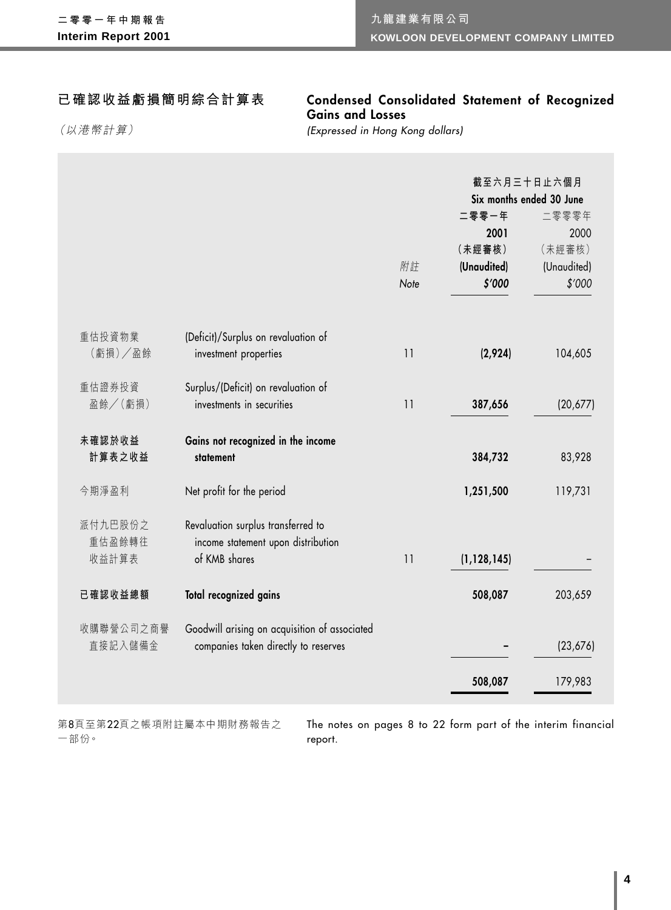## 已確認收益虧損簡明綜合計算表

## Condensed Consolidated Statement of Recognized Gains and Losses

*（以港幣計算）*

*(Expressed in Hong Kong dollars)*

| | | 附註 Note | 截至六月三十日止六個月 Six months ended 30 June 二零零一年 2001 （未經審核） (Unaudited) $'000 | 二零零零年 2000 （未經審核） (Unaudited) $'000 |
|---|---|---|---|---|
| 重估投資物業（虧損）／盈餘 | (Deficit)/Surplus on revaluation of investment properties | 11 | **(2,924)** | 104,605 |
| 重估證券投資盈餘／（虧損） | Surplus/(Deficit) on revaluation of investments in securities | 11 | **387,656** | (20,677) |
| **未確認於收益計算表之收益** | **Gains not recognized in the income statement** | | **384,732** | 83,928 |
| 今期淨盈利 | Net profit for the period | | **1,251,500** | 119,731 |
| 派付九巴股份之重估盈餘轉往收益計算表 | Revaluation surplus transferred to income statement upon distribution of KMB shares | 11 | **(1,128,145)** | – |
| **已確認收益總額** | **Total recognized gains** | | **508,087** | 203,659 |
| 收購聯營公司之商譽直接記入儲備金 | Goodwill arising on acquisition of associated companies taken directly to reserves | | **–** | (23,676) |
| | | | **508,087** | 179,983 |

第8頁至第22頁之帳項附註屬本中期財務報告之一部份。

The notes on pages 8 to 22 form part of the interim financial report.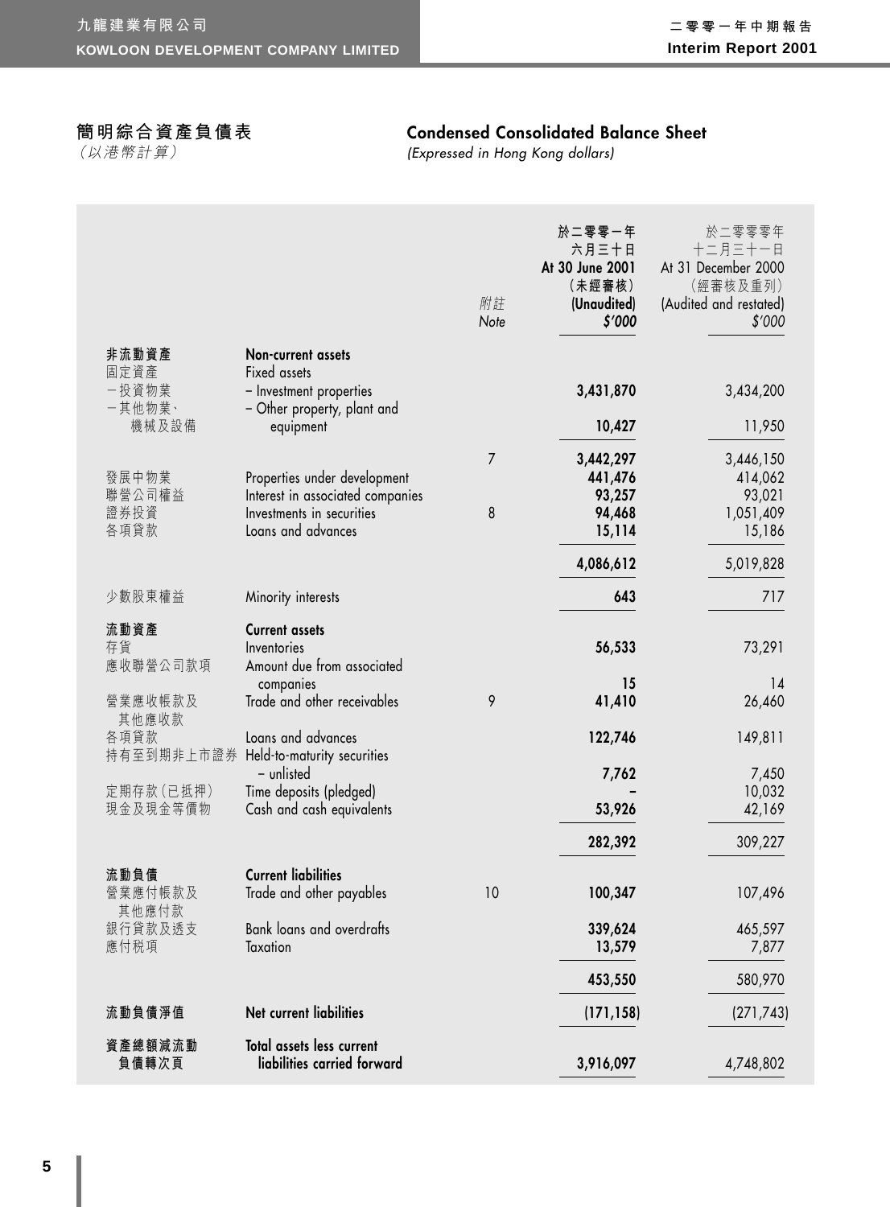## 簡明綜合資產負債表
*(以港幣計算)*

## Condensed Consolidated Balance Sheet
*(Expressed in Hong Kong dollars)*

| | | 附註 Note | 於二零零一年六月三十日 At 30 June 2001 (未經審核) (Unaudited) $'000 | 於二零零零年十二月三十一日 At 31 December 2000 (經審核及重列) (Audited and restated) $'000 |
|---|---|---|---|---|
| **非流動資產** | **Non-current assets** | | | |
| 固定資產 | Fixed assets | | | |
| －投資物業 | – Investment properties | | **3,431,870** | 3,434,200 |
| －其他物業、機械及設備 | – Other property, plant and equipment | | **10,427** | 11,950 |
| | | 7 | **3,442,297** | 3,446,150 |
| 發展中物業 | Properties under development | | **441,476** | 414,062 |
| 聯營公司權益 | Interest in associated companies | | **93,257** | 93,021 |
| 證券投資 | Investments in securities | 8 | **94,468** | 1,051,409 |
| 各項貸款 | Loans and advances | | **15,114** | 15,186 |
| | | | **4,086,612** | 5,019,828 |
| 少數股東權益 | Minority interests | | **643** | 717 |
| **流動資產** | **Current assets** | | | |
| 存貨 | Inventories | | **56,533** | 73,291 |
| 應收聯營公司款項 | Amount due from associated companies | | **15** | 14 |
| 營業應收帳款及其他應收款 | Trade and other receivables | 9 | **41,410** | 26,460 |
| 各項貸款 | Loans and advances | | **122,746** | 149,811 |
| 持有至到期非上市證券 | Held-to-maturity securities – unlisted | | **7,762** | 7,450 |
| 定期存款(已抵押) | Time deposits (pledged) | | **–** | 10,032 |
| 現金及現金等價物 | Cash and cash equivalents | | **53,926** | 42,169 |
| | | | **282,392** | 309,227 |
| **流動負債** | **Current liabilities** | | | |
| 營業應付帳款及其他應付款 | Trade and other payables | 10 | **100,347** | 107,496 |
| 銀行貸款及透支 | Bank loans and overdrafts | | **339,624** | 465,597 |
| 應付稅項 | Taxation | | **13,579** | 7,877 |
| | | | **453,550** | 580,970 |
| **流動負債淨值** | **Net current liabilities** | | **(171,158)** | (271,743) |
| **資產總額減流動負債轉次頁** | **Total assets less current liabilities carried forward** | | **3,916,097** | 4,748,802 |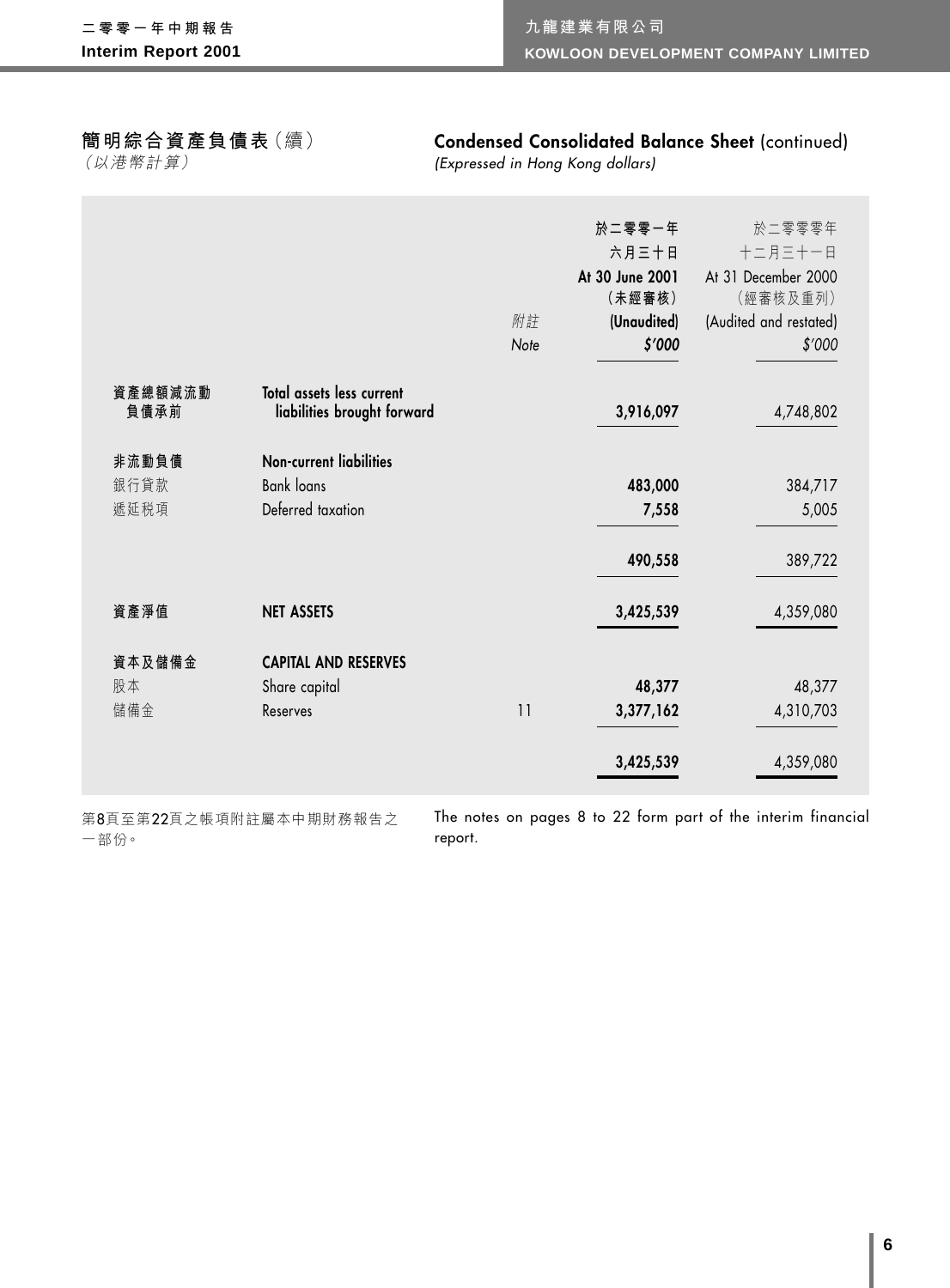## 簡明綜合資產負債表（續）
*（以港幣計算）*

## Condensed Consolidated Balance Sheet (continued)
*(Expressed in Hong Kong dollars)*

| | | 附註 Note | 於二零零一年六月三十日 At 30 June 2001 （未經審核） (Unaudited) $'000 | 於二零零零年十二月三十一日 At 31 December 2000 （經審核及重列） (Audited and restated) $'000 |
|---|---|---|---|---|
| **資產總額減流動負債承前** | **Total assets less current liabilities brought forward** | | **3,916,097** | 4,748,802 |
| **非流動負債** | **Non-current liabilities** | | | |
| 銀行貸款 | Bank loans | | **483,000** | 384,717 |
| 遞延税項 | Deferred taxation | | **7,558** | 5,005 |
| | | | **490,558** | 389,722 |
| **資產淨值** | **NET ASSETS** | | **3,425,539** | 4,359,080 |
| **資本及儲備金** | **CAPITAL AND RESERVES** | | | |
| 股本 | Share capital | | **48,377** | 48,377 |
| 儲備金 | Reserves | 11 | **3,377,162** | 4,310,703 |
| | | | **3,425,539** | 4,359,080 |

第8頁至第22頁之帳項附註屬本中期財務報告之一部份。

The notes on pages 8 to 22 form part of the interim financial report.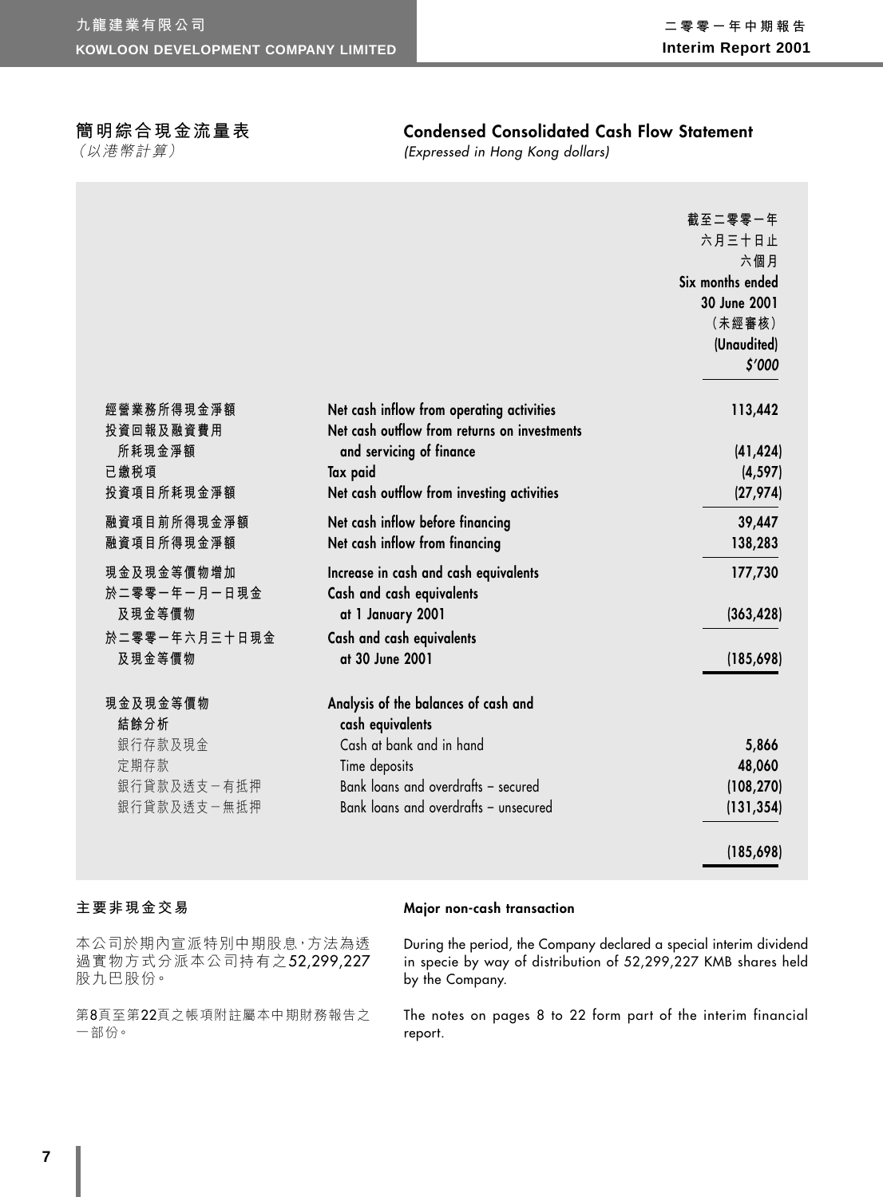# 簡明綜合現金流量表
*（以港幣計算）*

# Condensed Consolidated Cash Flow Statement
*(Expressed in Hong Kong dollars)*

| | | 截至二零零一年六月三十日止六個月 Six months ended 30 June 2001 （未經審核） (Unaudited) *$'000* |
|---|---|---|
| 經營業務所得現金淨額 | Net cash inflow from operating activities | 113,442 |
| 投資回報及融資費用所耗現金淨額 | Net cash outflow from returns on investments and servicing of finance | (41,424) |
| 已繳税項 | Tax paid | (4,597) |
| 投資項目所耗現金淨額 | Net cash outflow from investing activities | (27,974) |
| 融資項目前所得現金淨額 | Net cash inflow before financing | 39,447 |
| 融資項目所得現金淨額 | Net cash inflow from financing | 138,283 |
| 現金及現金等價物增加 | Increase in cash and cash equivalents | 177,730 |
| 於二零零一年一月一日現金及現金等價物 | Cash and cash equivalents at 1 January 2001 | (363,428) |
| 於二零零一年六月三十日現金及現金等價物 | Cash and cash equivalents at 30 June 2001 | (185,698) |
| **現金及現金等價物結餘分析** | **Analysis of the balances of cash and cash equivalents** | |
| 銀行存款及現金 | Cash at bank and in hand | 5,866 |
| 定期存款 | Time deposits | 48,060 |
| 銀行貸款及透支－有抵押 | Bank loans and overdrafts – secured | (108,270) |
| 銀行貸款及透支－無抵押 | Bank loans and overdrafts – unsecured | (131,354) |
| | | (185,698) |

## 主要非現金交易

本公司於期內宣派特別中期股息，方法為透過實物方式分派本公司持有之52,299,227股九巴股份。

第8頁至第22頁之帳項附註屬本中期財務報告之一部份。

## Major non-cash transaction

During the period, the Company declared a special interim dividend in specie by way of distribution of 52,299,227 KMB shares held by the Company.

The notes on pages 8 to 22 form part of the interim financial report.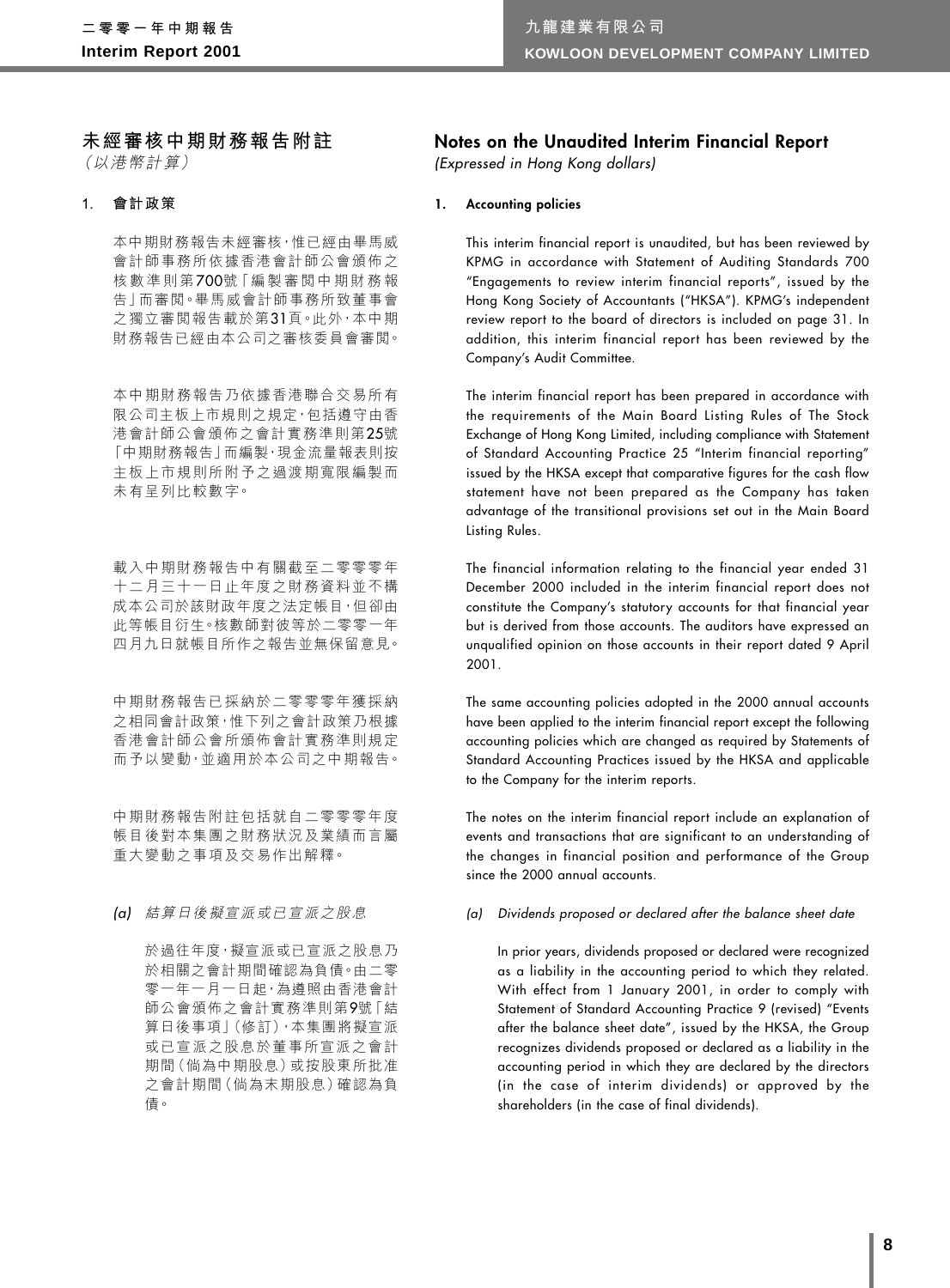# 未經審核中期財務報告附註

*（以港幣計算）*

## 1. 會計政策

本中期財務報告未經審核，惟已經由畢馬威會計師事務所依據香港會計師公會頒佈之核數準則第700號「編製審閱中期財務報告」而審閱。畢馬威會計師事務所致董事會之獨立審閱報告載於第31頁。此外，本中期財務報告已經由本公司之審核委員會審閱。

本中期財務報告乃依據香港聯合交易所有限公司主板上市規則之規定，包括遵守由香港會計師公會頒佈之會計實務準則第25號「中期財務報告」而編製，現金流量報表則按主板上市規則所附予之過渡期寬限編製而未有呈列比較數字。

載入中期財務報告中有關截至二零零零年十二月三十一日止年度之財務資料並不構成本公司於該財政年度之法定帳目，但卻由此等帳目衍生。核數師對彼等於二零零一年四月九日就帳目所作之報告並無保留意見。

中期財務報告已採納於二零零零年獲採納之相同會計政策，惟下列之會計政策乃根據香港會計師公會所頒佈會計實務準則規定而予以變動，並適用於本公司之中期報告。

中期財務報告附註包括就自二零零零年度帳目後對本集團之財務狀況及業績而言屬重大變動之事項及交易作出解釋。

### (a) *結算日後擬宣派或已宣派之股息*

於過往年度，擬宣派或已宣派之股息乃於相關之會計期間確認為負債。由二零零一年一月一日起，為遵照由香港會計師公會頒佈之會計實務準則第9號「結算日後事項」（修訂），本集團將擬宣派或已宣派之股息於董事所宣派之會計期間（倘為中期股息）或按股東所批准之會計期間（倘為末期股息）確認為負債。

# Notes on the Unaudited Interim Financial Report

*(Expressed in Hong Kong dollars)*

## 1. Accounting policies

This interim financial report is unaudited, but has been reviewed by KPMG in accordance with Statement of Auditing Standards 700 "Engagements to review interim financial reports", issued by the Hong Kong Society of Accountants ("HKSA"). KPMG's independent review report to the board of directors is included on page 31. In addition, this interim financial report has been reviewed by the Company's Audit Committee.

The interim financial report has been prepared in accordance with the requirements of the Main Board Listing Rules of The Stock Exchange of Hong Kong Limited, including compliance with Statement of Standard Accounting Practice 25 "Interim financial reporting" issued by the HKSA except that comparative figures for the cash flow statement have not been prepared as the Company has taken advantage of the transitional provisions set out in the Main Board Listing Rules.

The financial information relating to the financial year ended 31 December 2000 included in the interim financial report does not constitute the Company's statutory accounts for that financial year but is derived from those accounts. The auditors have expressed an unqualified opinion on those accounts in their report dated 9 April 2001.

The same accounting policies adopted in the 2000 annual accounts have been applied to the interim financial report except the following accounting policies which are changed as required by Statements of Standard Accounting Practices issued by the HKSA and applicable to the Company for the interim reports.

The notes on the interim financial report include an explanation of events and transactions that are significant to an understanding of the changes in financial position and performance of the Group since the 2000 annual accounts.

### (a) *Dividends proposed or declared after the balance sheet date*

In prior years, dividends proposed or declared were recognized as a liability in the accounting period to which they related. With effect from 1 January 2001, in order to comply with Statement of Standard Accounting Practice 9 (revised) "Events after the balance sheet date", issued by the HKSA, the Group recognizes dividends proposed or declared as a liability in the accounting period in which they are declared by the directors (in the case of interim dividends) or approved by the shareholders (in the case of final dividends).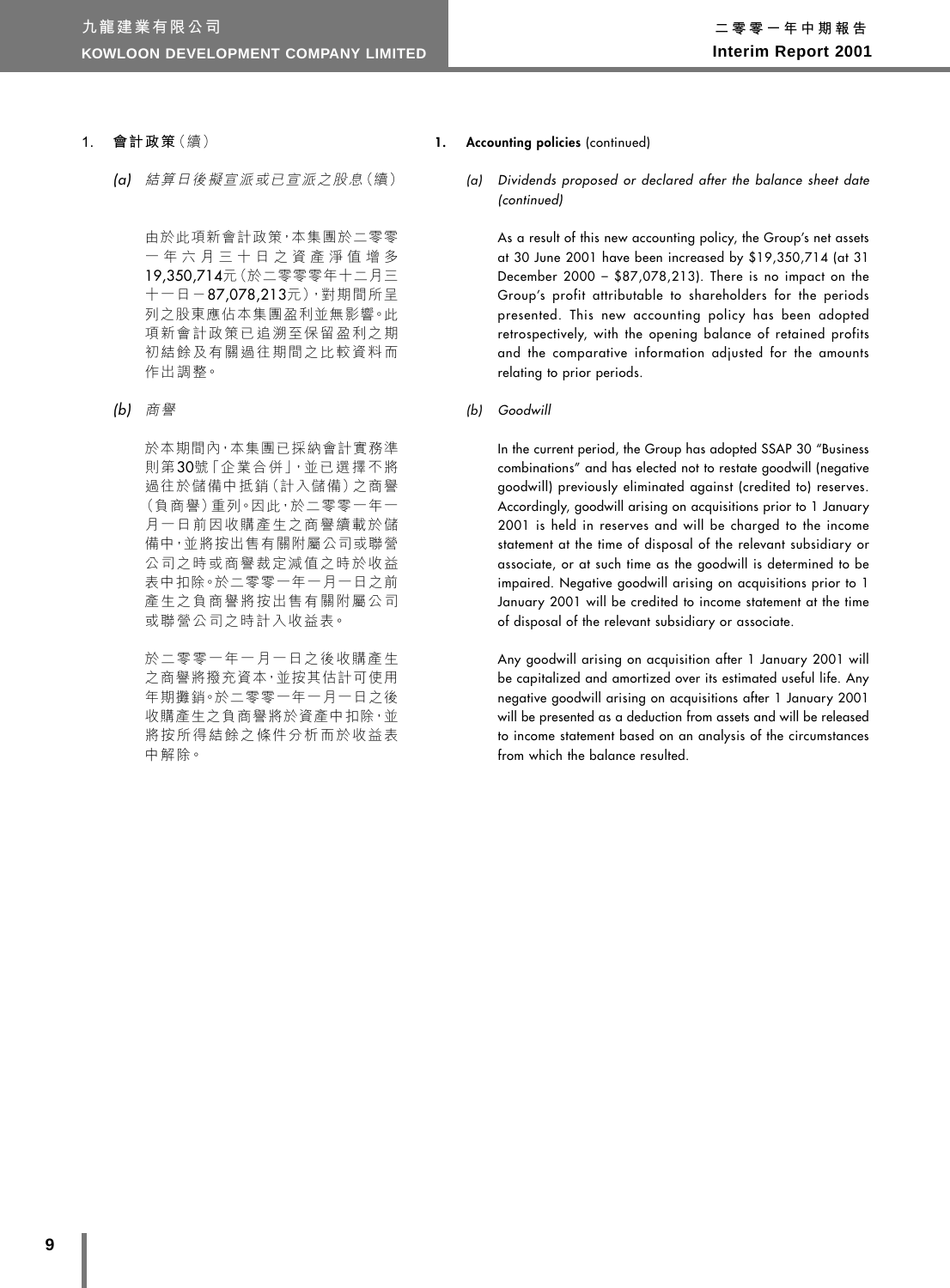1. **會計政策**（續）

*(a) 結算日後擬宣派或已宣派之股息（續）*

由於此項新會計政策，本集團於二零零一年六月三十日之資產淨值增多19,350,714元（於二零零零年十二月三十一日－87,078,213元），對期間所呈列之股東應佔本集團盈利並無影響。此項新會計政策已追溯至保留盈利之期初結餘及有關過往期間之比較資料而作出調整。

*(b) 商譽*

於本期間內，本集團已採納會計實務準則第30號「企業合併」，並已選擇不將過往於儲備中抵銷（計入儲備）之商譽（負商譽）重列。因此，於二零零一年一月一日前因收購產生之商譽續載於儲備中，並將按出售有關附屬公司或聯營公司之時或商譽裁定減值之時於收益表中扣除。於二零零一年一月一日之前產生之負商譽將按出售有關附屬公司或聯營公司之時計入收益表。

於二零零一年一月一日之後收購產生之商譽將撥充資本，並按其估計可使用年期攤銷。於二零零一年一月一日之後收購產生之負商譽將於資產中扣除，並將按所得結餘之條件分析而於收益表中解除。

1. **Accounting policies** (continued)

*(a) Dividends proposed or declared after the balance sheet date (continued)*

As a result of this new accounting policy, the Group's net assets at 30 June 2001 have been increased by $19,350,714 (at 31 December 2000 – $87,078,213). There is no impact on the Group's profit attributable to shareholders for the periods presented. This new accounting policy has been adopted retrospectively, with the opening balance of retained profits and the comparative information adjusted for the amounts relating to prior periods.

*(b) Goodwill*

In the current period, the Group has adopted SSAP 30 "Business combinations" and has elected not to restate goodwill (negative goodwill) previously eliminated against (credited to) reserves. Accordingly, goodwill arising on acquisitions prior to 1 January 2001 is held in reserves and will be charged to the income statement at the time of disposal of the relevant subsidiary or associate, or at such time as the goodwill is determined to be impaired. Negative goodwill arising on acquisitions prior to 1 January 2001 will be credited to income statement at the time of disposal of the relevant subsidiary or associate.

Any goodwill arising on acquisition after 1 January 2001 will be capitalized and amortized over its estimated useful life. Any negative goodwill arising on acquisitions after 1 January 2001 will be presented as a deduction from assets and will be released to income statement based on an analysis of the circumstances from which the balance resulted.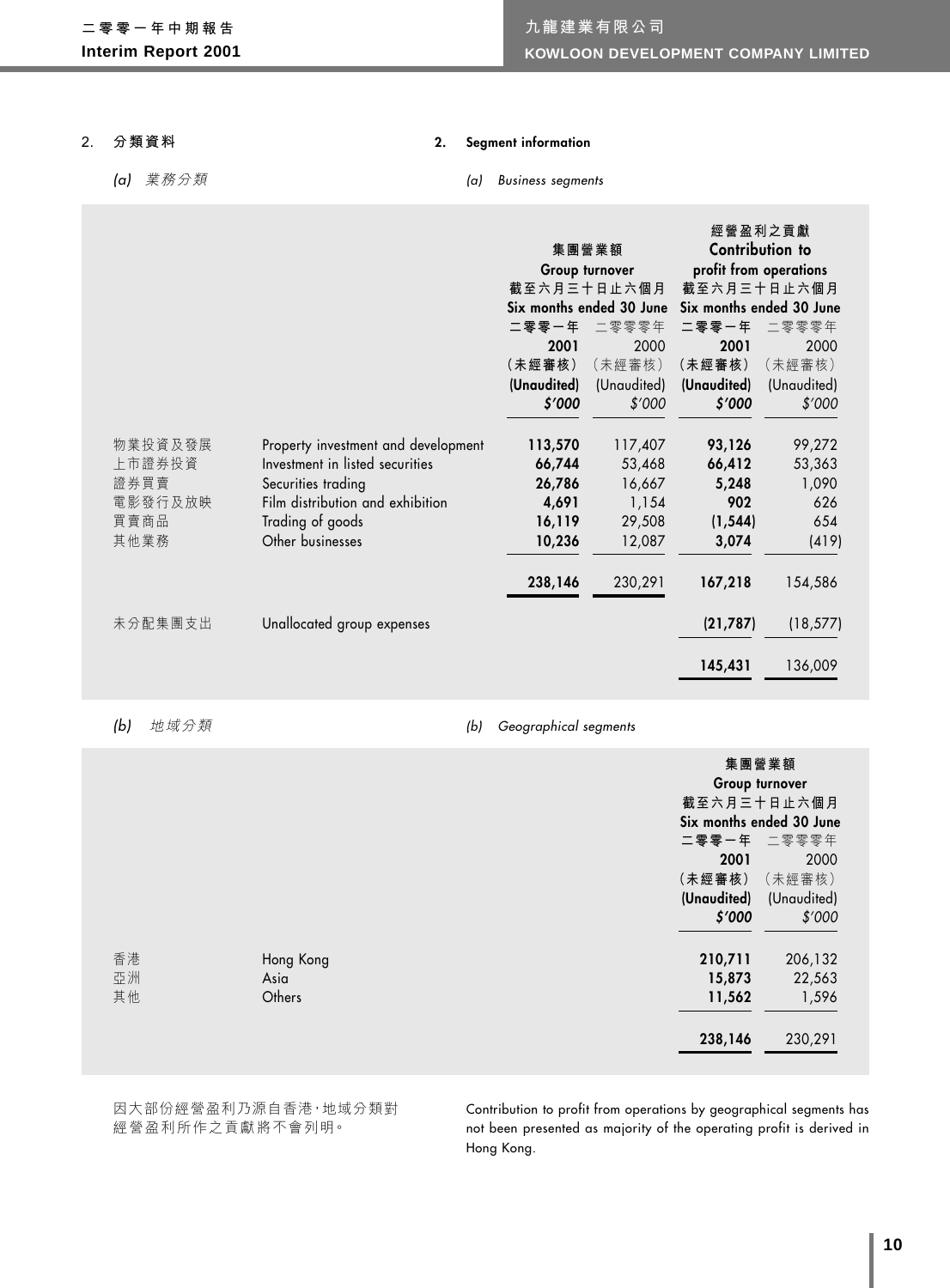## 2. 分類資料 / Segment information

### (a) 業務分類 / Business segments

| | | 集團營業額 Group turnover 截至六月三十日止六個月 Six months ended 30 June | | 經營盈利之貢獻 Contribution to profit from operations 截至六月三十日止六個月 Six months ended 30 June | |
|---|---|---|---|---|---|
| | | **二零零一年 2001 (未經審核) (Unaudited) $'000** | 二零零零年 2000 (未經審核) (Unaudited) $'000 | **二零零一年 2001 (未經審核) (Unaudited) $'000** | 二零零零年 2000 (未經審核) (Unaudited) $'000 |
| 物業投資及發展 | Property investment and development | **113,570** | 117,407 | **93,126** | 99,272 |
| 上市證券投資 | Investment in listed securities | **66,744** | 53,468 | **66,412** | 53,363 |
| 證券買賣 | Securities trading | **26,786** | 16,667 | **5,248** | 1,090 |
| 電影發行及放映 | Film distribution and exhibition | **4,691** | 1,154 | **902** | 626 |
| 買賣商品 | Trading of goods | **16,119** | 29,508 | **(1,544)** | 654 |
| 其他業務 | Other businesses | **10,236** | 12,087 | **3,074** | (419) |
| | | **238,146** | 230,291 | **167,218** | 154,586 |
| 未分配集團支出 | Unallocated group expenses | | | **(21,787)** | (18,577) |
| | | | | **145,431** | 136,009 |

### (b) 地域分類 / Geographical segments

| | | 集團營業額 Group turnover 截至六月三十日止六個月 Six months ended 30 June | |
|---|---|---|---|
| | | **二零零一年 2001 (未經審核) (Unaudited) $'000** | 二零零零年 2000 (未經審核) (Unaudited) $'000 |
| 香港 | Hong Kong | **210,711** | 206,132 |
| 亞洲 | Asia | **15,873** | 22,563 |
| 其他 | Others | **11,562** | 1,596 |
| | | **238,146** | 230,291 |

因大部份經營盈利乃源自香港,地域分類對經營盈利所作之貢獻將不會列明。

Contribution to profit from operations by geographical segments has not been presented as majority of the operating profit is derived in Hong Kong.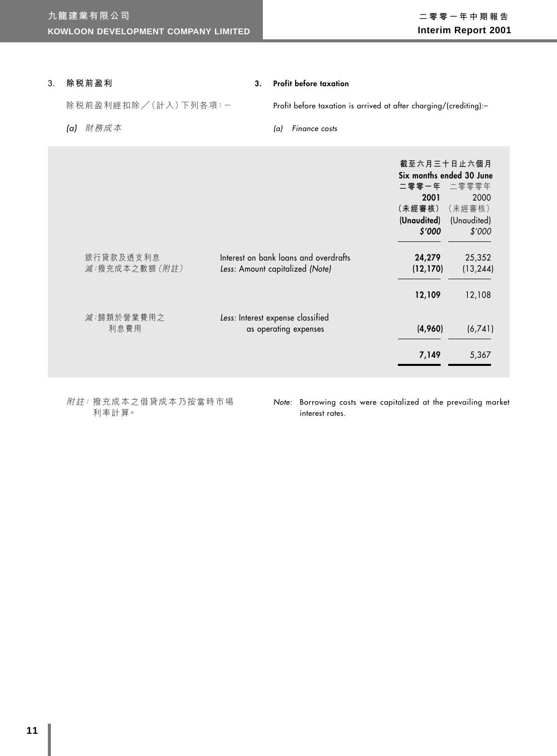## 3. 除稅前盈利

## 3. Profit before taxation

除稅前盈利經扣除／（計入）下列各項：－

Profit before taxation is arrived at after charging/(crediting):–

*(a) 財務成本*

*(a) Finance costs*

| | | 截至六月三十日止六個月 Six months ended 30 June | |
|---|---|---|---|
| | | **二零零一年 2001 (未經審核) (Unaudited) *$'000*** | 二零零零年 2000 (未經審核) (Unaudited) *$'000* |
| 銀行貸款及透支利息 | Interest on bank loans and overdrafts | **24,279** | 25,352 |
| *減：*撥充成本之數額*（附註）* | *Less:* Amount capitalized *(Note)* | **(12,170)** | (13,244) |
| | | **12,109** | 12,108 |
| *減：*歸類於營業費用之利息費用 | *Less:* Interest expense classified as operating expenses | **(4,960)** | (6,741) |
| | | **7,149** | 5,367 |

*附註：* 撥充成本之借貸成本乃按當時市場利率計算。

*Note:* Borrowing costs were capitalized at the prevailing market interest rates.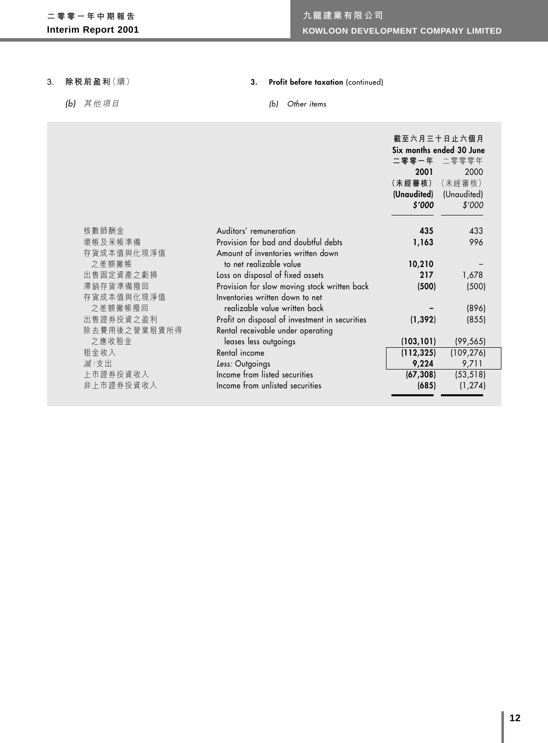3. 除稅前盈利（續）

(b) 其他項目

3. **Profit before taxation** (continued)

(b) *Other items*

| | | 截至六月三十日止六個月 Six months ended 30 June | |
|---|---|---|---|
| | | 二零零一年 2001 （未經審核） (Unaudited) $'000 | 二零零零年 2000 （未經審核） (Unaudited) $'000 |
| 核數師酬金 | Auditors' remuneration | **435** | 433 |
| 壞帳及呆帳準備 | Provision for bad and doubtful debts | **1,163** | 996 |
| 存貨成本值與化現淨值之差額撇帳 | Amount of inventories written down to net realizable value | **10,210** | – |
| 出售固定資產之虧損 | Loss on disposal of fixed assets | **217** | 1,678 |
| 滯銷存貨準備撥回 | Provision for slow moving stock written back | **(500)** | (500) |
| 存貨成本值與化現淨值之差額撇帳撥回 | Inventories written down to net realizable value written back | **–** | (896) |
| 出售證券投資之盈利 | Profit on disposal of investment in securities | **(1,392)** | (855) |
| 除去費用後之營業租賃所得之應收租金 | Rental receivable under operating leases less outgoings | **(103,101)** | (99,565) |
| 租金收入 | Rental income | **(112,325)** | (109,276) |
| *減：*支出 | *Less:* Outgoings | **9,224** | 9,711 |
| 上市證券投資收入 | Income from listed securities | **(67,308)** | (53,518) |
| 非上市證券投資收入 | Income from unlisted securities | **(685)** | (1,274) |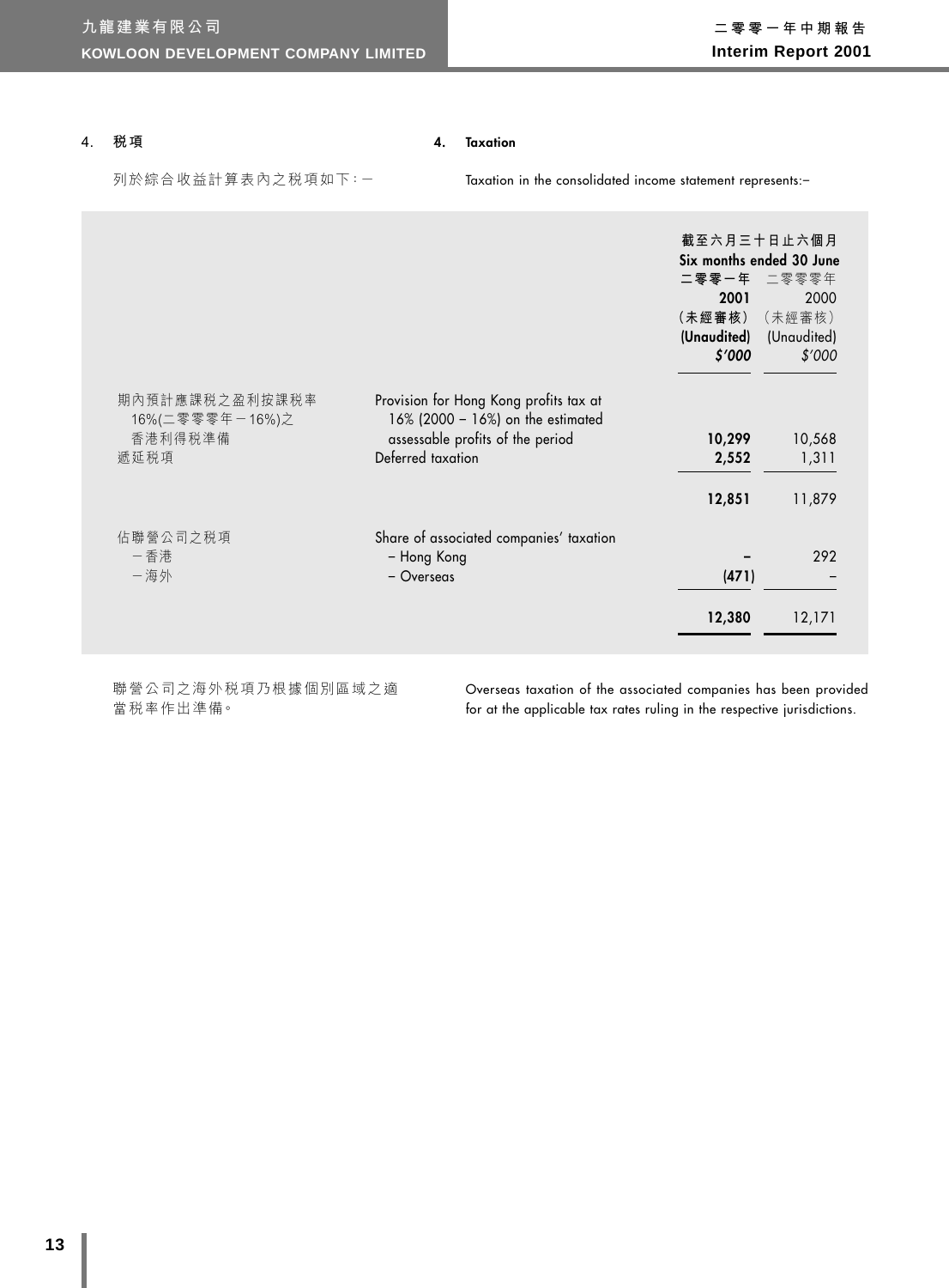## 4. 税項

## 4. Taxation

列於綜合收益計算表內之税項如下：－

Taxation in the consolidated income statement represents:–

| | | 截至六月三十日止六個月 Six months ended 30 June | |
|---|---|---|---|
| | | 二零零一年 2001 (未經審核) (Unaudited) $'000 | 二零零零年 2000 (未經審核) (Unaudited) $'000 |
| 期內預計應課税之盈利按課税率 16%(二零零零年－16%)之香港利得税準備 | Provision for Hong Kong profits tax at 16% (2000 – 16%) on the estimated assessable profits of the period | **10,299** | 10,568 |
| 遞延税項 | Deferred taxation | **2,552** | 1,311 |
| | | **12,851** | 11,879 |
| 佔聯營公司之税項 | Share of associated companies' taxation | | |
| －香港 | – Hong Kong | **–** | 292 |
| －海外 | – Overseas | **(471)** | – |
| | | **12,380** | 12,171 |

聯營公司之海外税項乃根據個別區域之適當税率作出準備。

Overseas taxation of the associated companies has been provided for at the applicable tax rates ruling in the respective jurisdictions.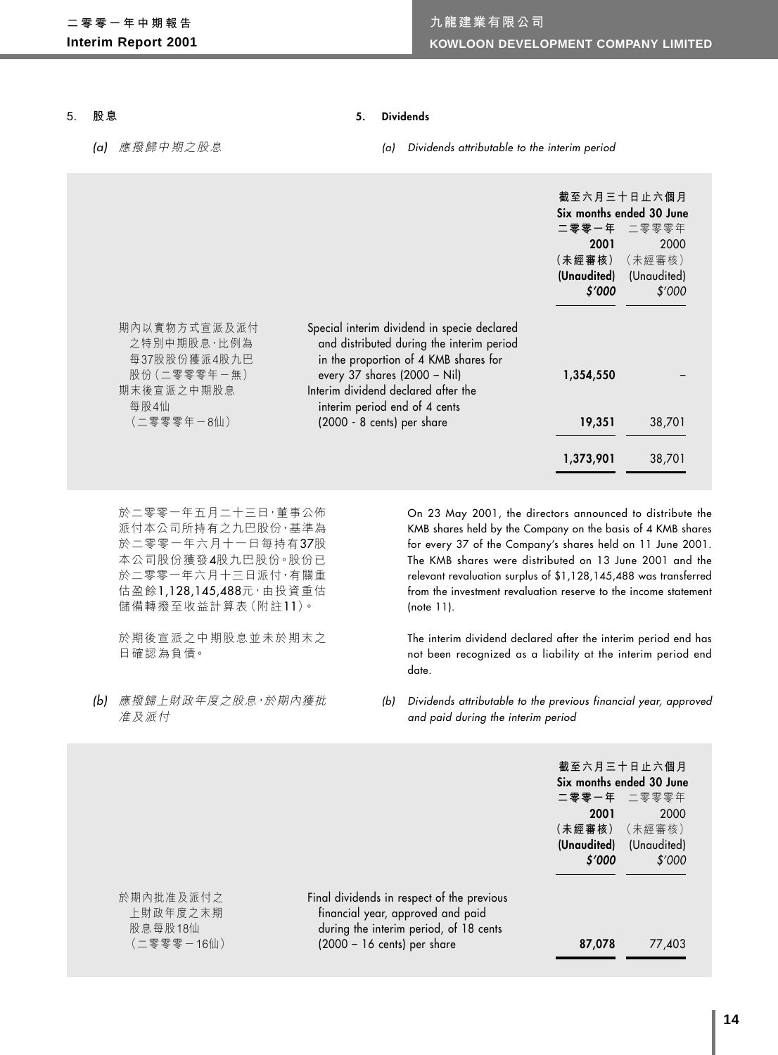## 5. 股息

## 5. Dividends

*(a) 應撥歸中期之股息*

*(a) Dividends attributable to the interim period*

| | | 截至六月三十日止六個月 Six months ended 30 June | |
|---|---|---|---|
| | | **二零零一年 2001 (未經審核) (Unaudited) *$'000*** | 二零零零年 2000 (未經審核) (Unaudited) *$'000* |
| 期內以實物方式宣派及派付之特別中期股息，比例為每37股股份獲派4股九巴股份（二零零零年－無） | Special interim dividend in specie declared and distributed during the interim period in the proportion of 4 KMB shares for every 37 shares (2000 – Nil) | **1,354,550** | – |
| 期末後宣派之中期股息每股4仙（二零零零年－8仙） | Interim dividend declared after the interim period end of 4 cents (2000 - 8 cents) per share | **19,351** | 38,701 |
| | | **1,373,901** | 38,701 |

於二零零一年五月二十三日，董事公佈派付本公司所持有之九巴股份，基準為於二零零一年六月十一日每持有37股本公司股份獲發4股九巴股份。股份已於二零零一年六月十三日派付，有關重估盈餘1,128,145,488元，由投資重估儲備轉撥至收益計算表（附註11）。

On 23 May 2001, the directors announced to distribute the KMB shares held by the Company on the basis of 4 KMB shares for every 37 of the Company's shares held on 11 June 2001. The KMB shares were distributed on 13 June 2001 and the relevant revaluation surplus of $1,128,145,488 was transferred from the investment revaluation reserve to the income statement (note 11).

於期後宣派之中期股息並未於期末之日確認為負債。

The interim dividend declared after the interim period end has not been recognized as a liability at the interim period end date.

*(b) 應撥歸上財政年度之股息，於期內獲批准及派付*

*(b) Dividends attributable to the previous financial year, approved and paid during the interim period*

| | | 截至六月三十日止六個月 Six months ended 30 June | |
|---|---|---|---|
| | | **二零零一年 2001 (未經審核) (Unaudited) *$'000*** | 二零零零年 2000 (未經審核) (Unaudited) *$'000* |
| 於期內批准及派付之上財政年度之末期股息每股18仙（二零零零－16仙） | Final dividends in respect of the previous financial year, approved and paid during the interim period, of 18 cents (2000 – 16 cents) per share | **87,078** | 77,403 |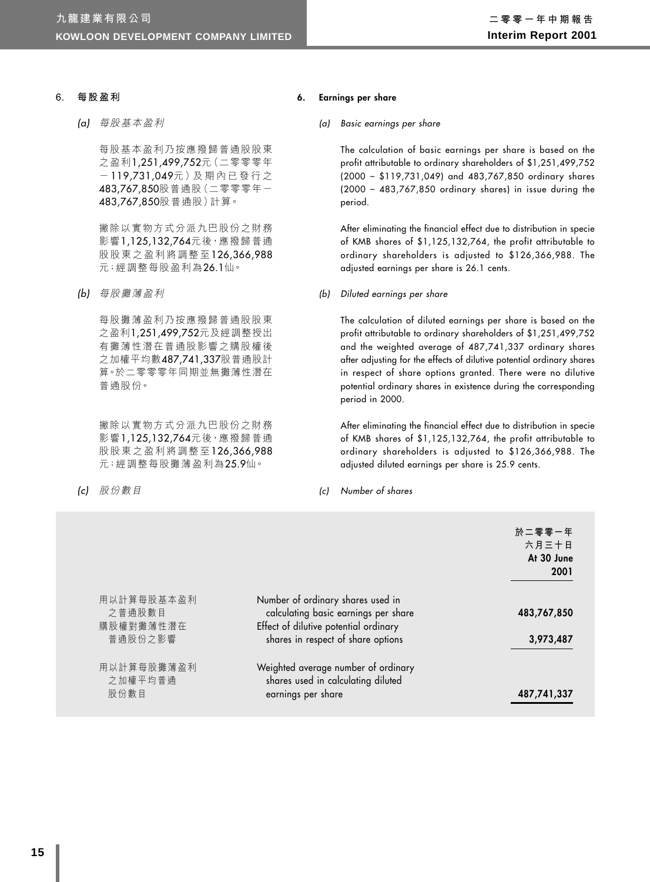## 6. 每股盈利

*(a) 每股基本盈利*

每股基本盈利乃按應撥歸普通股股東之盈利1,251,499,752元（二零零零年－119,731,049元）及期內已發行之483,767,850股普通股（二零零零年－483,767,850股普通股）計算。

撇除以實物方式分派九巴股份之財務影響1,125,132,764元後，應撥歸普通股股東之盈利將調整至126,366,988元；經調整每股盈利為26.1仙。

*(b) 每股攤薄盈利*

每股攤薄盈利乃按應撥歸普通股股東之盈利1,251,499,752元及經調整授出有攤薄性潛在普通股影響之購股權後之加權平均數487,741,337股普通股計算。於二零零零年同期並無攤薄性潛在普通股份。

撇除以實物方式分派九巴股份之財務影響1,125,132,764元後，應撥歸普通股股東之盈利將調整至126,366,988元；經調整每股攤薄盈利為25.9仙。

*(c) 股份數目*

## 6. Earnings per share

*(a) Basic earnings per share*

The calculation of basic earnings per share is based on the profit attributable to ordinary shareholders of $1,251,499,752 (2000 – $119,731,049) and 483,767,850 ordinary shares (2000 – 483,767,850 ordinary shares) in issue during the period.

After eliminating the financial effect due to distribution in specie of KMB shares of $1,125,132,764, the profit attributable to ordinary shareholders is adjusted to $126,366,988. The adjusted earnings per share is 26.1 cents.

*(b) Diluted earnings per share*

The calculation of diluted earnings per share is based on the profit attributable to ordinary shareholders of $1,251,499,752 and the weighted average of 487,741,337 ordinary shares after adjusting for the effects of dilutive potential ordinary shares in respect of share options granted. There were no dilutive potential ordinary shares in existence during the corresponding period in 2000.

After eliminating the financial effect due to distribution in specie of KMB shares of $1,125,132,764, the profit attributable to ordinary shareholders is adjusted to $126,366,988. The adjusted diluted earnings per share is 25.9 cents.

*(c) Number of shares*

| | | 於二零零一年六月三十日 **At 30 June 2001** |
|---|---|---|
| 用以計算每股基本盈利之普通股數目 | Number of ordinary shares used in calculating basic earnings per share | **483,767,850** |
| 購股權對攤薄性潛在普通股份之影響 | Effect of dilutive potential ordinary shares in respect of share options | **3,973,487** |
| 用以計算每股攤薄盈利之加權平均普通股份數目 | Weighted average number of ordinary shares used in calculating diluted earnings per share | **487,741,337** |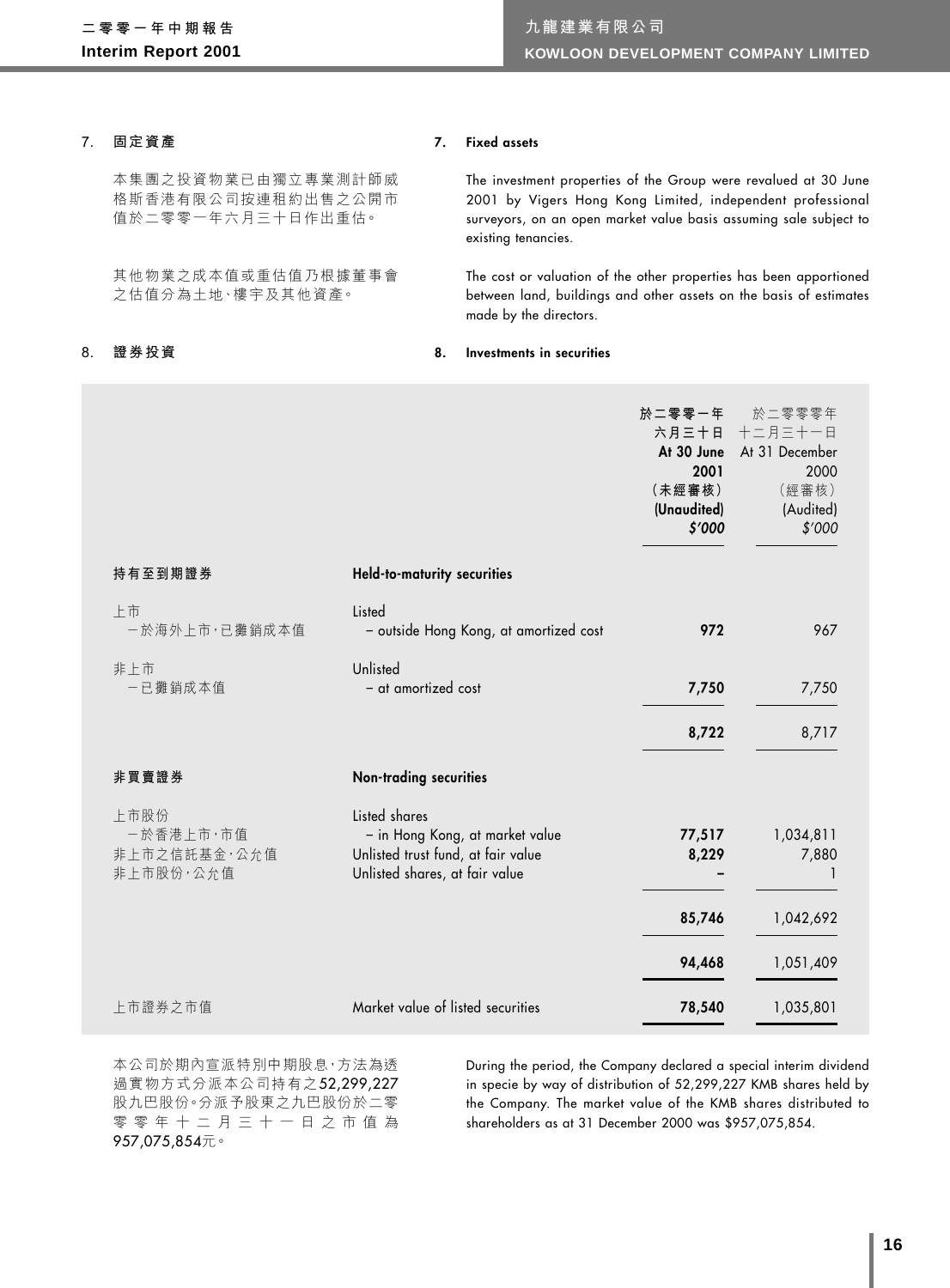## 7. 固定資產

本集團之投資物業已由獨立專業測計師威格斯香港有限公司按連租約出售之公開市值於二零零一年六月三十日作出重估。

其他物業之成本值或重估值乃根據董事會之估值分為土地、樓宇及其他資產。

## 7. Fixed assets

The investment properties of the Group were revalued at 30 June 2001 by Vigers Hong Kong Limited, independent professional surveyors, on an open market value basis assuming sale subject to existing tenancies.

The cost or valuation of the other properties has been apportioned between land, buildings and other assets on the basis of estimates made by the directors.

## 8. 證券投資

## 8. Investments in securities

| | | 於二零零一年六月三十日 At 30 June 2001 (未經審核) (Unaudited) $'000 | 於二零零零年十二月三十一日 At 31 December 2000 (經審核) (Audited) $'000 |
|---|---|---|---|
| **持有至到期證券** | **Held-to-maturity securities** | | |
| 上市 | Listed | | |
| －於海外上市，已攤銷成本值 | – outside Hong Kong, at amortized cost | **972** | 967 |
| 非上市 | Unlisted | | |
| －已攤銷成本值 | – at amortized cost | **7,750** | 7,750 |
| | | **8,722** | 8,717 |
| **非買賣證券** | **Non-trading securities** | | |
| 上市股份 | Listed shares | | |
| －於香港上市，市值 | – in Hong Kong, at market value | **77,517** | 1,034,811 |
| 非上市之信託基金，公允值 | Unlisted trust fund, at fair value | **8,229** | 7,880 |
| 非上市股份，公允值 | Unlisted shares, at fair value | **–** | 1 |
| | | **85,746** | 1,042,692 |
| | | **94,468** | 1,051,409 |
| 上市證券之市值 | Market value of listed securities | **78,540** | 1,035,801 |

本公司於期內宣派特別中期股息，方法為透過實物方式分派本公司持有之52,299,227股九巴股份。分派予股東之九巴股份於二零零零年十二月三十一日之市值為957,075,854元。

During the period, the Company declared a special interim dividend in specie by way of distribution of 52,299,227 KMB shares held by the Company. The market value of the KMB shares distributed to shareholders as at 31 December 2000 was $957,075,854.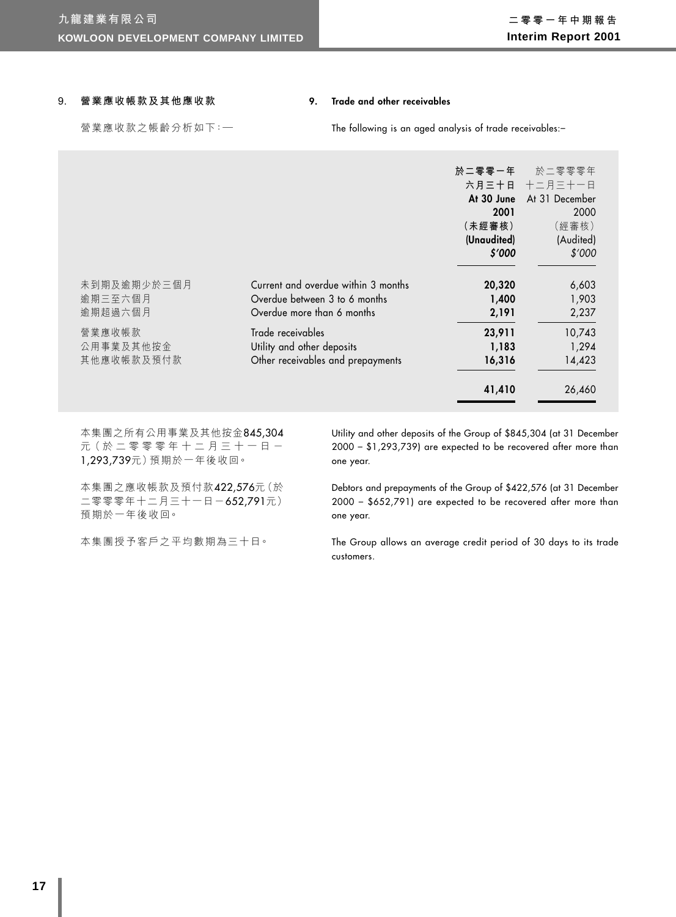## 9. 營業應收帳款及其他應收款

## 9. Trade and other receivables

營業應收款之帳齡分析如下：—

The following is an aged analysis of trade receivables:–

| | | 於二零零一年六月三十日 At 30 June 2001 (未經審核) (Unaudited) $'000 | 於二零零零年十二月三十一日 At 31 December 2000 (經審核) (Audited) $'000 |
|---|---|---|---|
| 未到期及逾期少於三個月 | Current and overdue within 3 months | **20,320** | 6,603 |
| 逾期三至六個月 | Overdue between 3 to 6 months | **1,400** | 1,903 |
| 逾期超過六個月 | Overdue more than 6 months | **2,191** | 2,237 |
| 營業應收帳款 | Trade receivables | **23,911** | 10,743 |
| 公用事業及其他按金 | Utility and other deposits | **1,183** | 1,294 |
| 其他應收帳款及預付款 | Other receivables and prepayments | **16,316** | 14,423 |
| | | **41,410** | 26,460 |

本集團之所有公用事業及其他按金845,304元（於二零零零年十二月三十一日－1,293,739元）預期於一年後收回。

Utility and other deposits of the Group of $845,304 (at 31 December 2000 – $1,293,739) are expected to be recovered after more than one year.

本集團之應收帳款及預付款422,576元（於二零零零年十二月三十一日－652,791元）預期於一年後收回。

Debtors and prepayments of the Group of $422,576 (at 31 December 2000 – $652,791) are expected to be recovered after more than one year.

本集團授予客戶之平均數期為三十日。

The Group allows an average credit period of 30 days to its trade customers.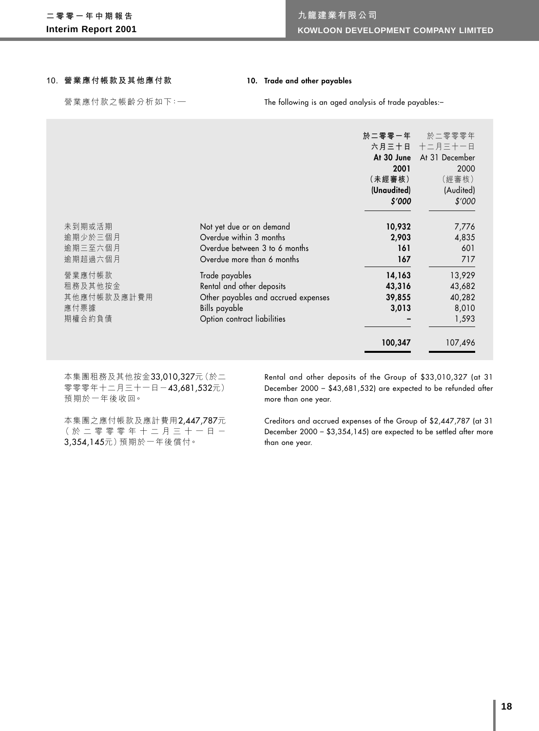## 10. 營業應付帳款及其他應付款

## 10. Trade and other payables

營業應付款之帳齡分析如下：—

The following is an aged analysis of trade payables:–

| | | 於二零零一年六月三十日 At 30 June 2001 (未經審核) (Unaudited) $'000 | 於二零零零年十二月三十一日 At 31 December 2000 (經審核) (Audited) $'000 |
|---|---|---|---|
| 未到期或活期 | Not yet due or on demand | **10,932** | 7,776 |
| 逾期少於三個月 | Overdue within 3 months | **2,903** | 4,835 |
| 逾期三至六個月 | Overdue between 3 to 6 months | **161** | 601 |
| 逾期超過六個月 | Overdue more than 6 months | **167** | 717 |
| 營業應付帳款 | Trade payables | **14,163** | 13,929 |
| 租務及其他按金 | Rental and other deposits | **43,316** | 43,682 |
| 其他應付帳款及應計費用 | Other payables and accrued expenses | **39,855** | 40,282 |
| 應付票據 | Bills payable | **3,013** | 8,010 |
| 期權合約負債 | Option contract liabilities | **–** | 1,593 |
| | | **100,347** | 107,496 |

本集團租務及其他按金33,010,327元（於二零零零年十二月三十一日－43,681,532元）預期於一年後收回。

Rental and other deposits of the Group of $33,010,327 (at 31 December 2000 – $43,681,532) are expected to be refunded after more than one year.

本集團之應付帳款及應計費用2,447,787元（於二零零零年十二月三十一日－3,354,145元）預期於一年後償付。

Creditors and accrued expenses of the Group of $2,447,787 (at 31 December 2000 – $3,354,145) are expected to be settled after more than one year.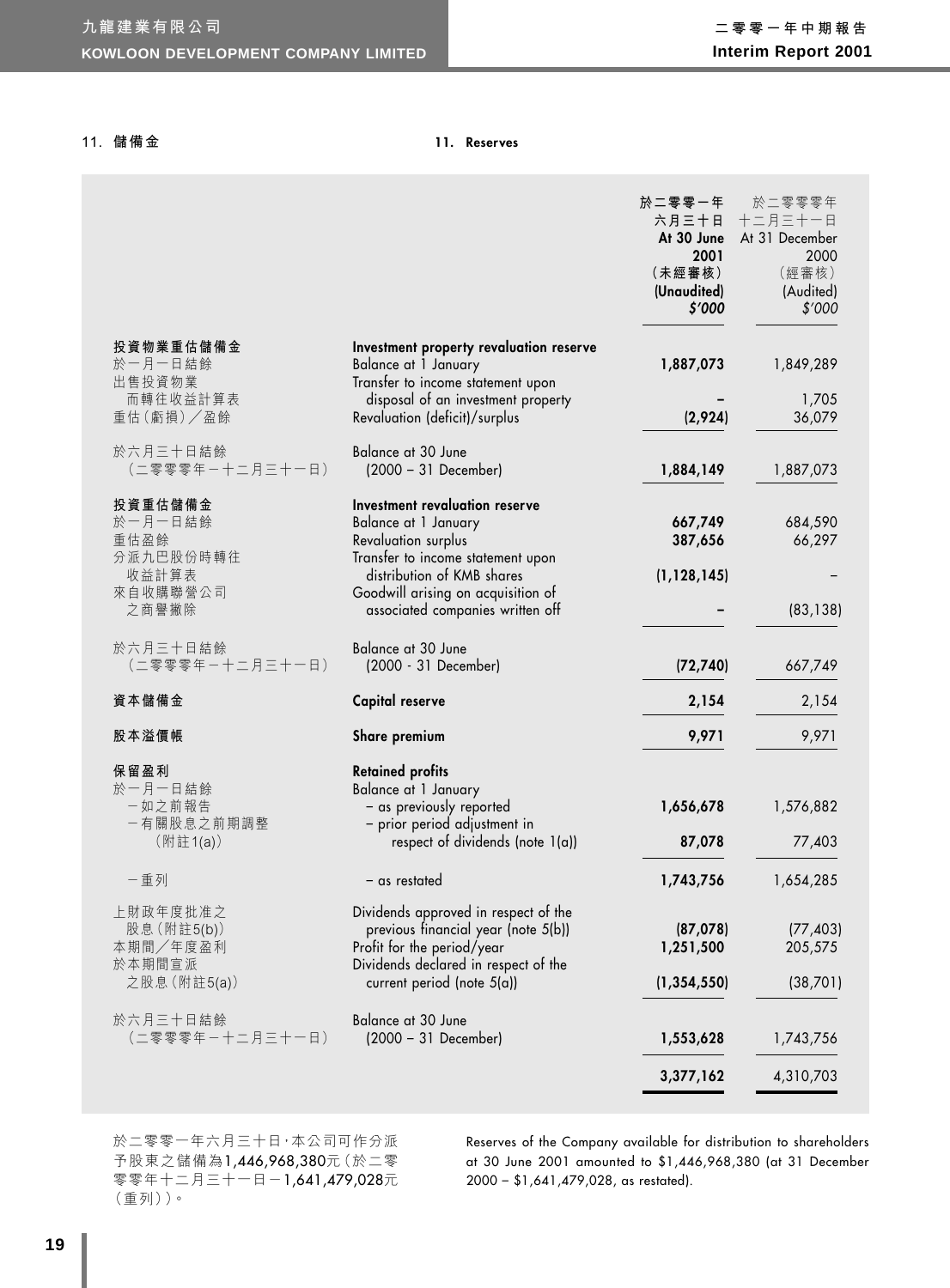## 11. 儲備金

## 11. Reserves

| | | 於二零零一年六月三十日 At 30 June 2001 (未經審核) (Unaudited) $'000 | 於二零零零年十二月三十一日 At 31 December 2000 (經審核) (Audited) $'000 |
|---|---|---|---|
| **投資物業重估儲備金** | **Investment property revaluation reserve** | | |
| 於一月一日結餘 | Balance at 1 January | **1,887,073** | 1,849,289 |
| 出售投資物業而轉往收益計算表 | Transfer to income statement upon disposal of an investment property | **–** | 1,705 |
| 重估(虧損)/盈餘 | Revaluation (deficit)/surplus | **(2,924)** | 36,079 |
| 於六月三十日結餘(二零零零年-十二月三十一日) | Balance at 30 June (2000 – 31 December) | **1,884,149** | 1,887,073 |
| **投資重估儲備金** | **Investment revaluation reserve** | | |
| 於一月一日結餘 | Balance at 1 January | **667,749** | 684,590 |
| 重估盈餘 | Revaluation surplus | **387,656** | 66,297 |
| 分派九巴股份時轉往收益計算表 | Transfer to income statement upon distribution of KMB shares | **(1,128,145)** | – |
| 來自收購聯營公司之商譽撇除 | Goodwill arising on acquisition of associated companies written off | **–** | (83,138) |
| 於六月三十日結餘(二零零零年-十二月三十一日) | Balance at 30 June (2000 - 31 December) | **(72,740)** | 667,749 |
| **資本儲備金** | **Capital reserve** | **2,154** | 2,154 |
| **股本溢價帳** | **Share premium** | **9,971** | 9,971 |
| **保留盈利** | **Retained profits** | | |
| 於一月一日結餘 | Balance at 1 January | | |
| -如之前報告 | – as previously reported | **1,656,678** | 1,576,882 |
| -有關股息之前期調整(附註1(a)) | – prior period adjustment in respect of dividends (note 1(a)) | **87,078** | 77,403 |
| -重列 | – as restated | **1,743,756** | 1,654,285 |
| 上財政年度批准之股息(附註5(b)) | Dividends approved in respect of the previous financial year (note 5(b)) | **(87,078)** | (77,403) |
| 本期間/年度盈利 | Profit for the period/year | **1,251,500** | 205,575 |
| 於本期間宣派之股息(附註5(a)) | Dividends declared in respect of the current period (note 5(a)) | **(1,354,550)** | (38,701) |
| 於六月三十日結餘(二零零零年-十二月三十一日) | Balance at 30 June (2000 – 31 December) | **1,553,628** | 1,743,756 |
| | | **3,377,162** | 4,310,703 |

於二零零一年六月三十日,本公司可作分派予股東之儲備為1,446,968,380元(於二零零零年十二月三十一日-1,641,479,028元(重列))。

Reserves of the Company available for distribution to shareholders at 30 June 2001 amounted to $1,446,968,380 (at 31 December 2000 – $1,641,479,028, as restated).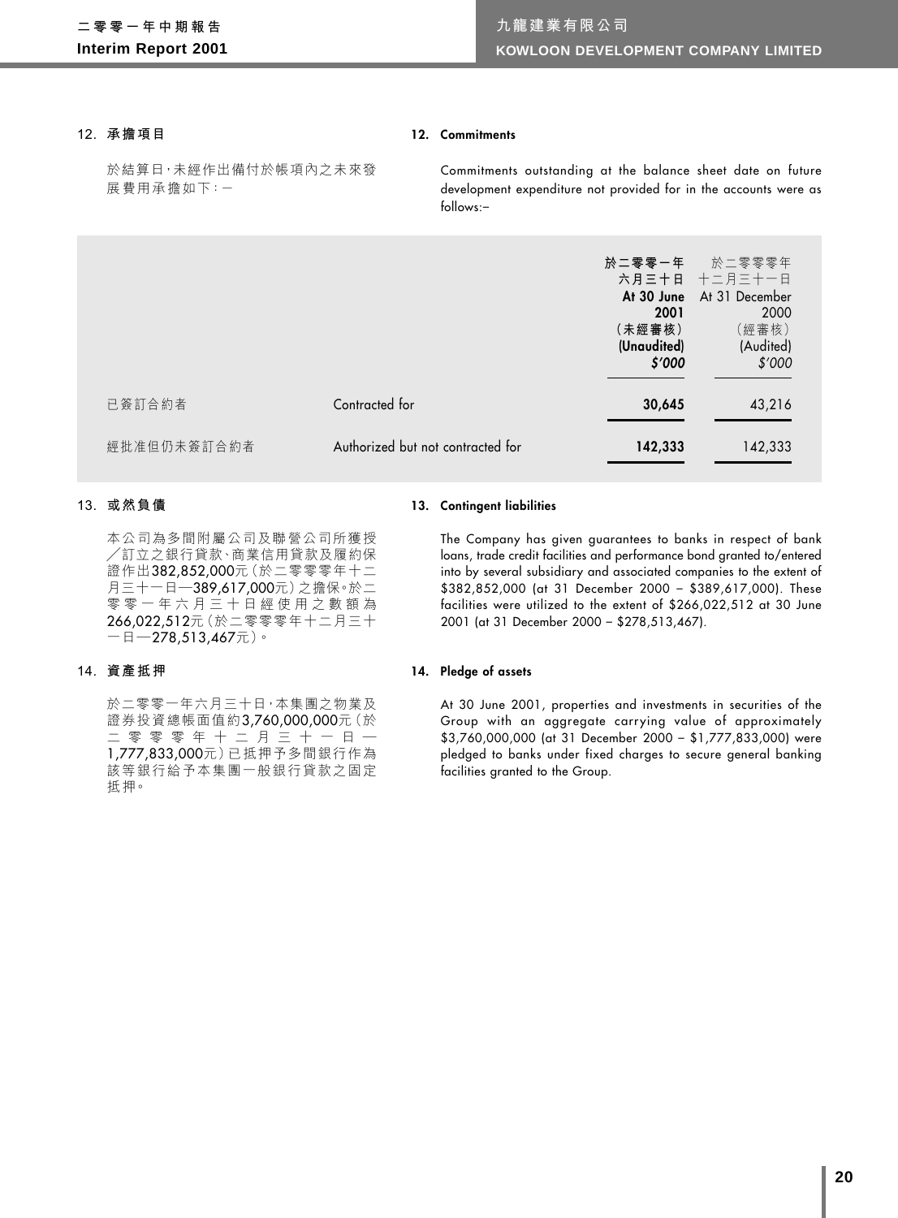## 12. 承擔項目

於結算日，未經作出備付於帳項內之未來發展費用承擔如下：－

## 12. Commitments

Commitments outstanding at the balance sheet date on future development expenditure not provided for in the accounts were as follows:–

| | | 於二零零一年六月三十日 **At 30 June 2001** (未經審核) **(Unaudited)** ***$'000*** | 於二零零零年十二月三十一日 At 31 December 2000 (經審核) (Audited) *$'000* |
|---|---|---|---|
| 已簽訂合約者 | Contracted for | **30,645** | 43,216 |
| 經批准但仍未簽訂合約者 | Authorized but not contracted for | **142,333** | 142,333 |

## 13. 或然負債

本公司為多間附屬公司及聯營公司所獲授／訂立之銀行貸款、商業信用貸款及履約保證作出382,852,000元（於二零零零年十二月三十一日—389,617,000元）之擔保。於二零零一年六月三十日經使用之數額為266,022,512元（於二零零零年十二月三十一日—278,513,467元）。

## 13. Contingent liabilities

The Company has given guarantees to banks in respect of bank loans, trade credit facilities and performance bond granted to/entered into by several subsidiary and associated companies to the extent of $382,852,000 (at 31 December 2000 – $389,617,000). These facilities were utilized to the extent of $266,022,512 at 30 June 2001 (at 31 December 2000 – $278,513,467).

## 14. 資產抵押

於二零零一年六月三十日，本集團之物業及證券投資總帳面值約3,760,000,000元（於二零零零年十二月三十一日—1,777,833,000元）已抵押予多間銀行作為該等銀行給予本集團一般銀行貸款之固定抵押。

## 14. Pledge of assets

At 30 June 2001, properties and investments in securities of the Group with an aggregate carrying value of approximately $3,760,000,000 (at 31 December 2000 – $1,777,833,000) were pledged to banks under fixed charges to secure general banking facilities granted to the Group.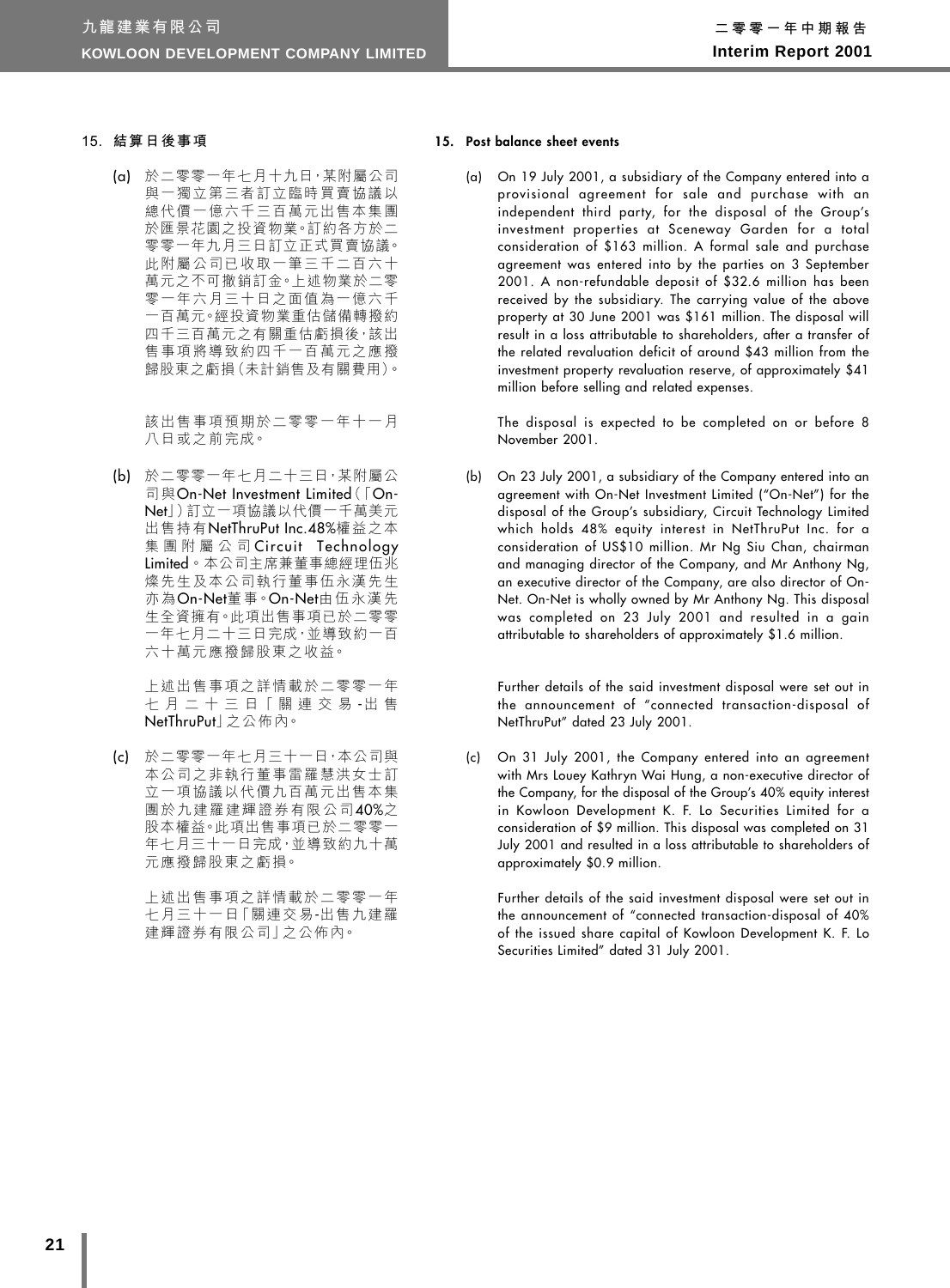## 15. 結算日後事項

(a) 於二零零一年七月十九日，某附屬公司與一獨立第三者訂立臨時買賣協議以總代價一億六千三百萬元出售本集團於匯景花園之投資物業。訂約各方於二零零一年九月三日訂立正式買賣協議。此附屬公司已收取一筆三千二百六十萬元之不可撤銷訂金。上述物業於二零零一年六月三十日之面值為一億六千一百萬元。經投資物業重估儲備轉撥約四千三百萬元之有關重估虧損後，該出售事項將導致約四千一百萬元之應撥歸股東之虧損（未計銷售及有關費用）。

該出售事項預期於二零零一年十一月八日或之前完成。

(b) 於二零零一年七月二十三日，某附屬公司與On-Net Investment Limited（「On-Net」）訂立一項協議以代價一千萬美元出售持有NetThruPut Inc.48%權益之本集團附屬公司Circuit Technology Limited。本公司主席兼董事總經理伍兆燦先生及本公司執行董事伍永漢先生亦為On-Net董事。On-Net由伍永漢先生全資擁有。此項出售事項已於二零零一年七月二十三日完成，並導致約一百六十萬元應撥歸股東之收益。

上述出售事項之詳情載於二零零一年七月二十三日「關連交易-出售NetThruPut」之公佈內。

(c) 於二零零一年七月三十一日，本公司與本公司之非執行董事雷羅慧洪女士訂立一項協議以代價九百萬元出售本集團於九建羅建輝證券有限公司40%之股本權益。此項出售事項已於二零零一年七月三十一日完成，並導致約九十萬元應撥歸股東之虧損。

上述出售事項之詳情載於二零零一年七月三十一日「關連交易-出售九建羅建輝證券有限公司」之公佈內。

## 15. Post balance sheet events

(a) On 19 July 2001, a subsidiary of the Company entered into a provisional agreement for sale and purchase with an independent third party, for the disposal of the Group's investment properties at Sceneway Garden for a total consideration of $163 million. A formal sale and purchase agreement was entered into by the parties on 3 September 2001. A non-refundable deposit of $32.6 million has been received by the subsidiary. The carrying value of the above property at 30 June 2001 was $161 million. The disposal will result in a loss attributable to shareholders, after a transfer of the related revaluation deficit of around $43 million from the investment property revaluation reserve, of approximately $41 million before selling and related expenses.

The disposal is expected to be completed on or before 8 November 2001.

(b) On 23 July 2001, a subsidiary of the Company entered into an agreement with On-Net Investment Limited ("On-Net") for the disposal of the Group's subsidiary, Circuit Technology Limited which holds 48% equity interest in NetThruPut Inc. for a consideration of US$10 million. Mr Ng Siu Chan, chairman and managing director of the Company, and Mr Anthony Ng, an executive director of the Company, are also director of On-Net. On-Net is wholly owned by Mr Anthony Ng. This disposal was completed on 23 July 2001 and resulted in a gain attributable to shareholders of approximately $1.6 million.

Further details of the said investment disposal were set out in the announcement of "connected transaction-disposal of NetThruPut" dated 23 July 2001.

(c) On 31 July 2001, the Company entered into an agreement with Mrs Louey Kathryn Wai Hung, a non-executive director of the Company, for the disposal of the Group's 40% equity interest in Kowloon Development K. F. Lo Securities Limited for a consideration of $9 million. This disposal was completed on 31 July 2001 and resulted in a loss attributable to shareholders of approximately $0.9 million.

Further details of the said investment disposal were set out in the announcement of "connected transaction-disposal of 40% of the issued share capital of Kowloon Development K. F. Lo Securities Limited" dated 31 July 2001.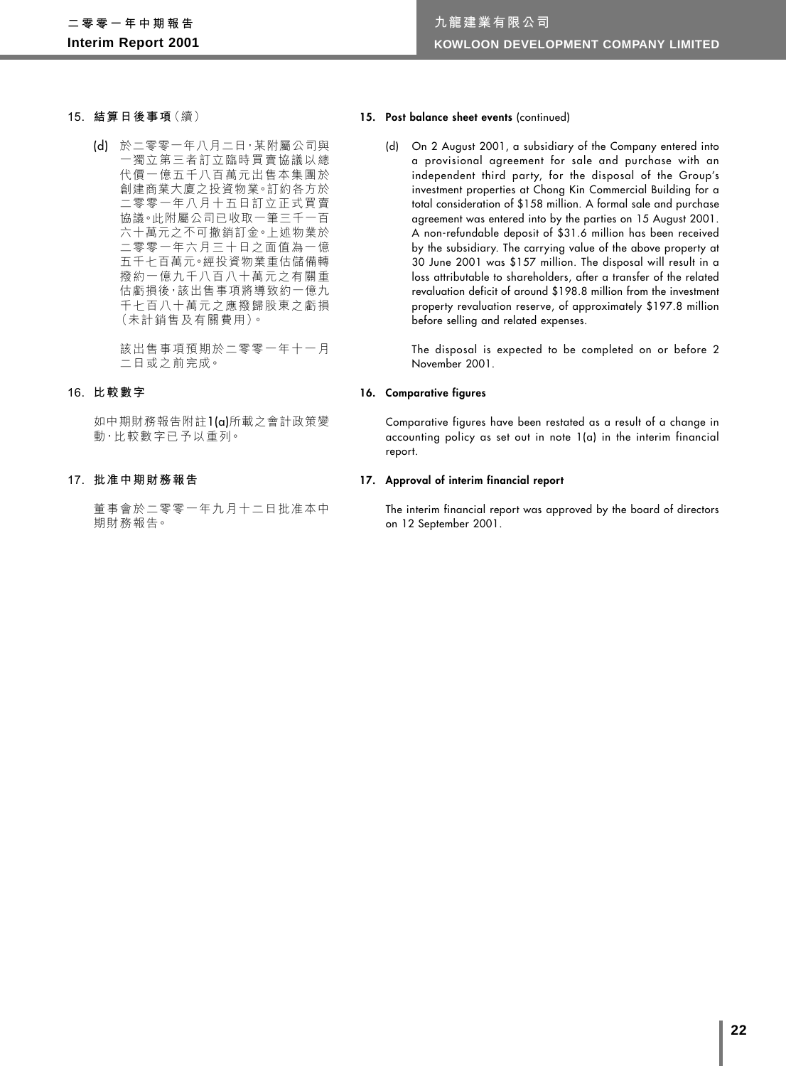## 15. 結算日後事項（續）

(d) 於二零零一年八月二日，某附屬公司與一獨立第三者訂立臨時買賣協議以總代價一億五千八百萬元出售本集團於創建商業大廈之投資物業。訂約各方於二零零一年八月十五日訂立正式買賣協議。此附屬公司已收取一筆三千一百六十萬元之不可撤銷訂金。上述物業於二零零一年六月三十日之面值為一億五千七百萬元。經投資物業重估儲備轉撥約一億九千八百八十萬元之有關重估虧損後，該出售事項將導致約一億九千七百八十萬元之應撥歸股東之虧損（未計銷售及有關費用）。

該出售事項預期於二零零一年十一月二日或之前完成。

## 16. 比較數字

如中期財務報告附註1(a)所載之會計政策變動，比較數字已予以重列。

## 17. 批准中期財務報告

董事會於二零零一年九月十二日批准本中期財務報告。

## 15. Post balance sheet events (continued)

(d) On 2 August 2001, a subsidiary of the Company entered into a provisional agreement for sale and purchase with an independent third party, for the disposal of the Group's investment properties at Chong Kin Commercial Building for a total consideration of $158 million. A formal sale and purchase agreement was entered into by the parties on 15 August 2001. A non-refundable deposit of $31.6 million has been received by the subsidiary. The carrying value of the above property at 30 June 2001 was $157 million. The disposal will result in a loss attributable to shareholders, after a transfer of the related revaluation deficit of around $198.8 million from the investment property revaluation reserve, of approximately $197.8 million before selling and related expenses.

The disposal is expected to be completed on or before 2 November 2001.

## 16. Comparative figures

Comparative figures have been restated as a result of a change in accounting policy as set out in note 1(a) in the interim financial report.

## 17. Approval of interim financial report

The interim financial report was approved by the board of directors on 12 September 2001.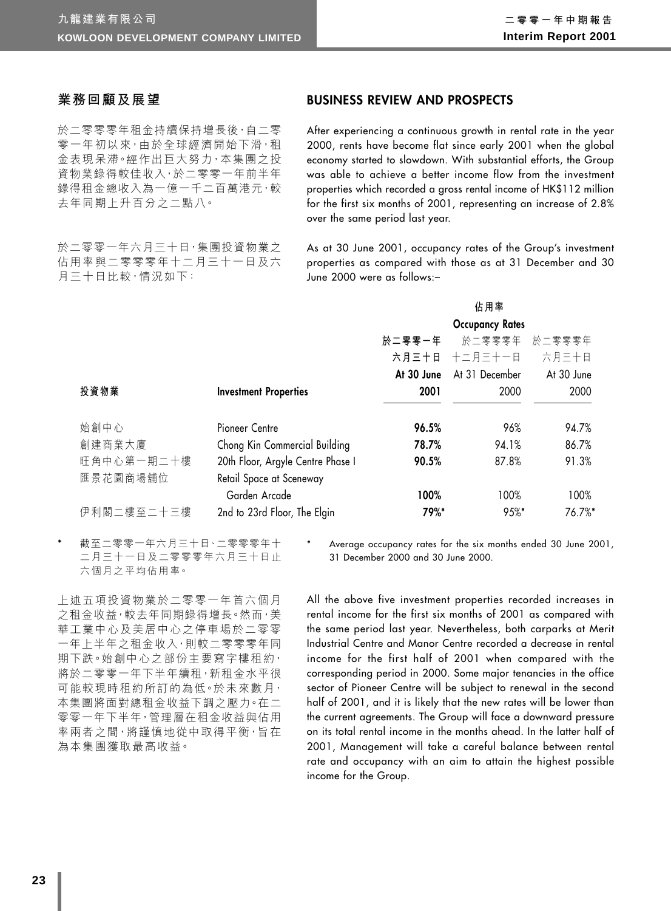## 業務回顧及展望

於二零零零年租金持續保持增長後，自二零零一年初以來，由於全球經濟開始下滑，租金表現呆滯。經作出巨大努力，本集團之投資物業錄得較佳收入，於二零零一年前半年錄得租金總收入為一億一千二百萬港元，較去年同期上升百分之二點八。

於二零零一年六月三十日，集團投資物業之佔用率與二零零零年十二月三十一日及六月三十日比較，情況如下：

## BUSINESS REVIEW AND PROSPECTS

After experiencing a continuous growth in rental rate in the year 2000, rents have become flat since early 2001 when the global economy started to slowdown. With substantial efforts, the Group was able to achieve a better income flow from the investment properties which recorded a gross rental income of HK$112 million for the first six months of 2001, representing an increase of 2.8% over the same period last year.

As at 30 June 2001, occupancy rates of the Group's investment properties as compared with those as at 31 December and 30 June 2000 were as follows:–

| | | 佔用率 Occupancy Rates | | |
|---|---|---|---|---|
| **投資物業** | **Investment Properties** | **於二零零一年六月三十日 At 30 June 2001** | 於二零零零年十二月三十一日 At 31 December 2000 | 於二零零零年六月三十日 At 30 June 2000 |
| 始創中心 | Pioneer Centre | **96.5%** | 96% | 94.7% |
| 創建商業大廈 | Chong Kin Commercial Building | **78.7%** | 94.1% | 86.7% |
| 旺角中心第一期二十樓 | 20th Floor, Argyle Centre Phase I | **90.5%** | 87.8% | 91.3% |
| 匯景花園商場舖位 | Retail Space at Sceneway Garden Arcade | **100%** | 100% | 100% |
| 伊利閣二樓至二十三樓 | 2nd to 23rd Floor, The Elgin | **79%*** | 95%* | 76.7%* |

\* 截至二零零一年六月三十日、二零零零年十二月三十一日及二零零零年六月三十日止六個月之平均佔用率。

\* Average occupancy rates for the six months ended 30 June 2001, 31 December 2000 and 30 June 2000.

上述五項投資物業於二零零一年首六個月之租金收益，較去年同期錄得增長。然而，美華工業中心及美居中心之停車場於二零零一年上半年之租金收入，則較二零零零年同期下跌。始創中心之部份主要寫字樓租約，將於二零零一年下半年續租，新租金水平很可能較現時租約所訂的為低。於未來數月，本集團將面對總租金收益下調之壓力。在二零零一年下半年，管理層在租金收益與佔用率兩者之間，將謹慎地從中取得平衡，旨在為本集團獲取最高收益。

All the above five investment properties recorded increases in rental income for the first six months of 2001 as compared with the same period last year. Nevertheless, both carparks at Merit Industrial Centre and Manor Centre recorded a decrease in rental income for the first half of 2001 when compared with the corresponding period in 2000. Some major tenancies in the office sector of Pioneer Centre will be subject to renewal in the second half of 2001, and it is likely that the new rates will be lower than the current agreements. The Group will face a downward pressure on its total rental income in the months ahead. In the latter half of 2001, Management will take a careful balance between rental rate and occupancy with an aim to attain the highest possible income for the Group.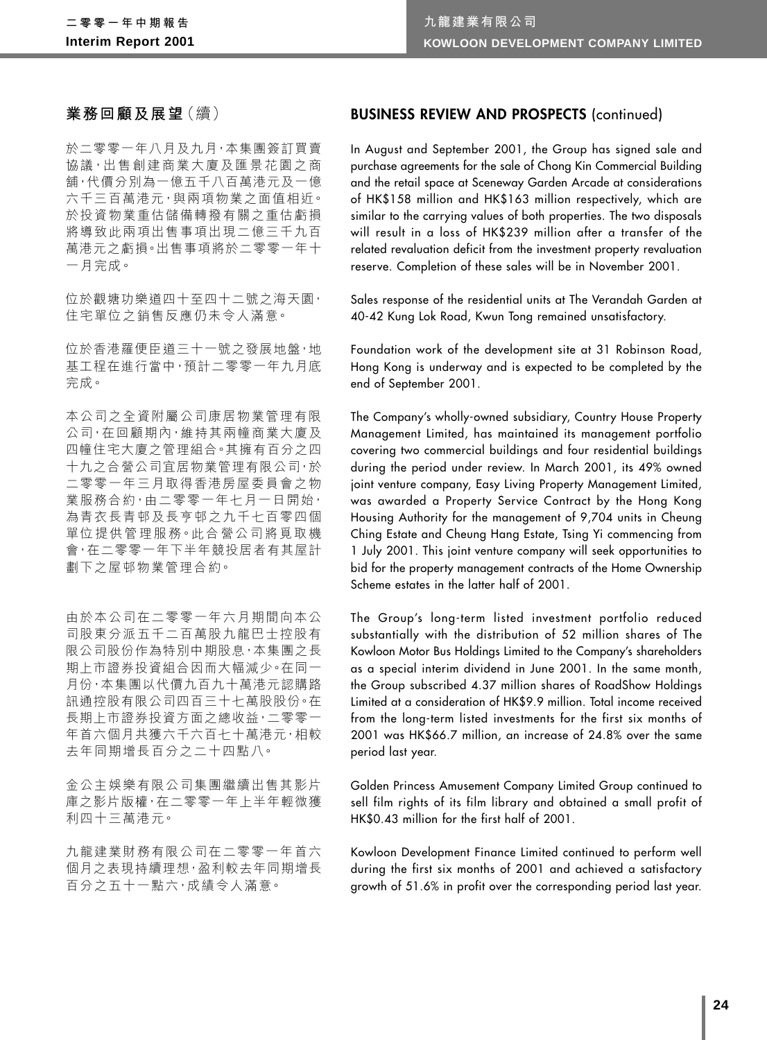## 業務回顧及展望（續）

於二零零一年八月及九月，本集團簽訂買賣協議，出售創建商業大廈及匯景花園之商舖，代價分別為一億五千八百萬港元及一億六千三百萬港元，與兩項物業之面值相近。於投資物業重估儲備轉撥有關之重估虧損將導致此兩項出售事項出現二億三千九百萬港元之虧損。出售事項將於二零零一年十一月完成。

位於觀塘功樂道四十至四十二號之海天園，住宅單位之銷售反應仍未令人滿意。

位於香港羅便臣道三十一號之發展地盤，地基工程在進行當中，預計二零零一年九月底完成。

本公司之全資附屬公司康居物業管理有限公司，在回顧期內，維持其兩幢商業大廈及四幢住宅大廈之管理組合。其擁有百分之四十九之合營公司宜居物業管理有限公司，於二零零一年三月取得香港房屋委員會之物業服務合約，由二零零一年七月一日開始，為青衣長青邨及長亨邨之九千七百零四個單位提供管理服務。此合營公司將覓取機會，在二零零一年下半年競投居者有其屋計劃下之屋邨物業管理合約。

由於本公司在二零零一年六月期間向本公司股東分派五千二百萬股九龍巴士控股有限公司股份作為特別中期股息，本集團之長期上市證券投資組合因而大幅減少。在同一月份，本集團以代價九百九十萬港元認購路訊通控股有限公司四百三十七萬股股份。在長期上市證券投資方面之總收益，二零零一年首六個月共獲六千六百七十萬港元，相較去年同期增長百分之二十四點八。

金公主娛樂有限公司集團繼續出售其影片庫之影片版權，在二零零一年上半年輕微獲利四十三萬港元。

九龍建業財務有限公司在二零零一年首六個月之表現持續理想，盈利較去年同期增長百分之五十一點六，成績令人滿意。

## BUSINESS REVIEW AND PROSPECTS (continued)

In August and September 2001, the Group has signed sale and purchase agreements for the sale of Chong Kin Commercial Building and the retail space at Sceneway Garden Arcade at considerations of HK$158 million and HK$163 million respectively, which are similar to the carrying values of both properties. The two disposals will result in a loss of HK$239 million after a transfer of the related revaluation deficit from the investment property revaluation reserve. Completion of these sales will be in November 2001.

Sales response of the residential units at The Verandah Garden at 40-42 Kung Lok Road, Kwun Tong remained unsatisfactory.

Foundation work of the development site at 31 Robinson Road, Hong Kong is underway and is expected to be completed by the end of September 2001.

The Company's wholly-owned subsidiary, Country House Property Management Limited, has maintained its management portfolio covering two commercial buildings and four residential buildings during the period under review. In March 2001, its 49% owned joint venture company, Easy Living Property Management Limited, was awarded a Property Service Contract by the Hong Kong Housing Authority for the management of 9,704 units in Cheung Ching Estate and Cheung Hang Estate, Tsing Yi commencing from 1 July 2001. This joint venture company will seek opportunities to bid for the property management contracts of the Home Ownership Scheme estates in the latter half of 2001.

The Group's long-term listed investment portfolio reduced substantially with the distribution of 52 million shares of The Kowloon Motor Bus Holdings Limited to the Company's shareholders as a special interim dividend in June 2001. In the same month, the Group subscribed 4.37 million shares of RoadShow Holdings Limited at a consideration of HK$9.9 million. Total income received from the long-term listed investments for the first six months of 2001 was HK$66.7 million, an increase of 24.8% over the same period last year.

Golden Princess Amusement Company Limited Group continued to sell film rights of its film library and obtained a small profit of HK$0.43 million for the first half of 2001.

Kowloon Development Finance Limited continued to perform well during the first six months of 2001 and achieved a satisfactory growth of 51.6% in profit over the corresponding period last year.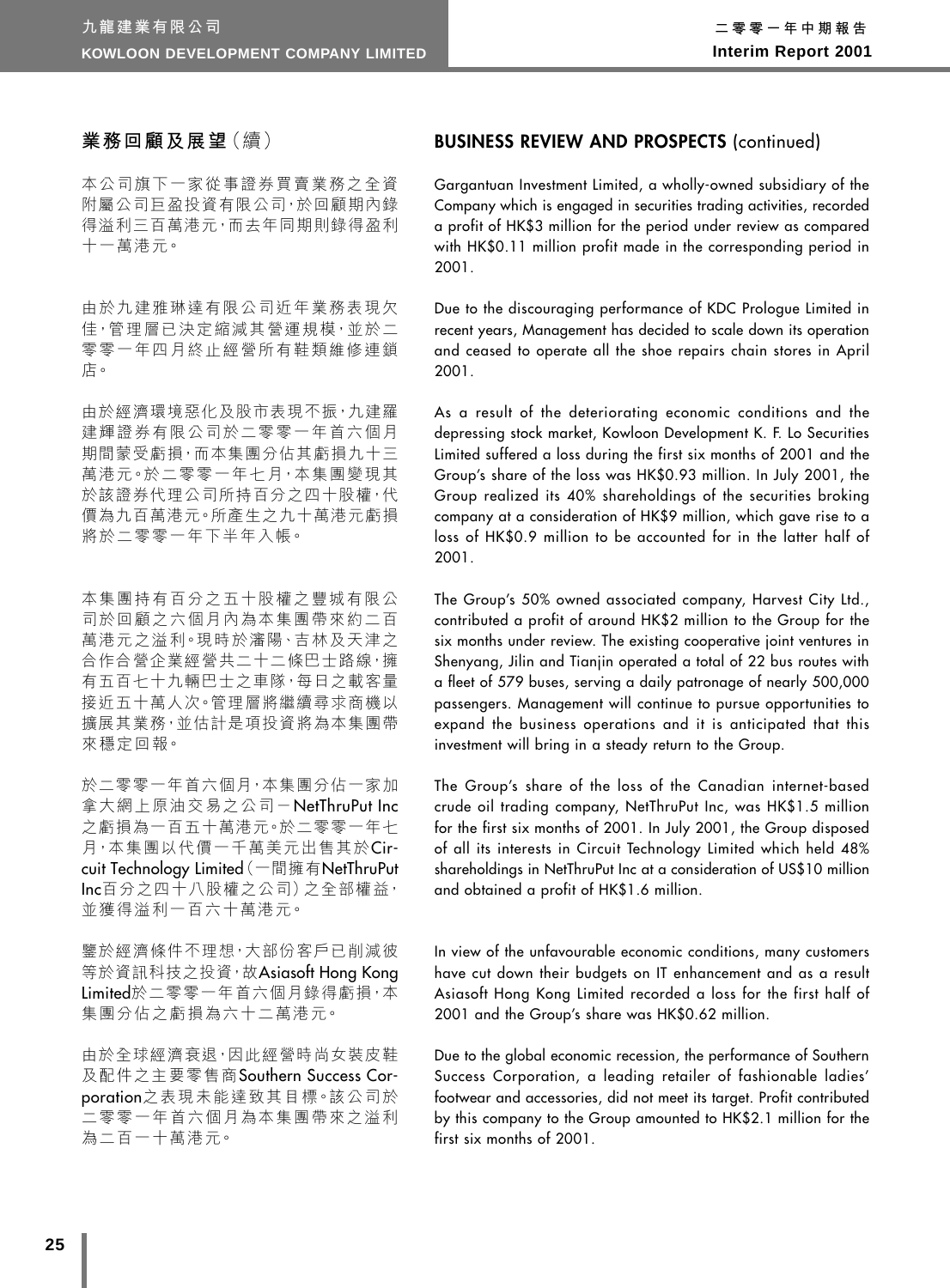## 業務回顧及展望（續）

本公司旗下一家從事證券買賣業務之全資附屬公司巨盈投資有限公司，於回顧期內錄得溢利三百萬港元，而去年同期則錄得盈利十一萬港元。

由於九建雅琳達有限公司近年業務表現欠佳，管理層已決定縮減其營運規模，並於二零零一年四月終止經營所有鞋類維修連鎖店。

由於經濟環境惡化及股市表現不振，九建羅建輝證券有限公司於二零零一年首六個月期間蒙受虧損，而本集團分佔其虧損九十三萬港元。於二零零一年七月，本集團變現其於該證券代理公司所持百分之四十股權，代價為九百萬港元。所產生之九十萬港元虧損將於二零零一年下半年入帳。

本集團持有百分之五十股權之豐城有限公司於回顧之六個月內為本集團帶來約二百萬港元之溢利。現時於瀋陽、吉林及天津之合作合營企業經營共二十二條巴士路線，擁有五百七十九輛巴士之車隊，每日之載客量接近五十萬人次。管理層將繼續尋求商機以擴展其業務，並估計是項投資將為本集團帶來穩定回報。

於二零零一年首六個月，本集團分佔一家加拿大網上原油交易之公司－NetThruPut Inc之虧損為一百五十萬港元。於二零零一年七月，本集團以代價一千萬美元出售其於Circuit Technology Limited（一間擁有NetThruPut Inc百分之四十八股權之公司）之全部權益，並獲得溢利一百六十萬港元。

鑒於經濟條件不理想，大部份客戶已削減彼等於資訊科技之投資，故Asiasoft Hong Kong Limited於二零零一年首六個月錄得虧損，本集團分佔之虧損為六十二萬港元。

由於全球經濟衰退，因此經營時尚女裝皮鞋及配件之主要零售商Southern Success Corporation之表現未能達致其目標。該公司於二零零一年首六個月為本集團帶來之溢利為二百一十萬港元。

## BUSINESS REVIEW AND PROSPECTS (continued)

Gargantuan Investment Limited, a wholly-owned subsidiary of the Company which is engaged in securities trading activities, recorded a profit of HK$3 million for the period under review as compared with HK$0.11 million profit made in the corresponding period in 2001.

Due to the discouraging performance of KDC Prologue Limited in recent years, Management has decided to scale down its operation and ceased to operate all the shoe repairs chain stores in April 2001.

As a result of the deteriorating economic conditions and the depressing stock market, Kowloon Development K. F. Lo Securities Limited suffered a loss during the first six months of 2001 and the Group's share of the loss was HK$0.93 million. In July 2001, the Group realized its 40% shareholdings of the securities broking company at a consideration of HK$9 million, which gave rise to a loss of HK$0.9 million to be accounted for in the latter half of 2001.

The Group's 50% owned associated company, Harvest City Ltd., contributed a profit of around HK$2 million to the Group for the six months under review. The existing cooperative joint ventures in Shenyang, Jilin and Tianjin operated a total of 22 bus routes with a fleet of 579 buses, serving a daily patronage of nearly 500,000 passengers. Management will continue to pursue opportunities to expand the business operations and it is anticipated that this investment will bring in a steady return to the Group.

The Group's share of the loss of the Canadian internet-based crude oil trading company, NetThruPut Inc, was HK$1.5 million for the first six months of 2001. In July 2001, the Group disposed of all its interests in Circuit Technology Limited which held 48% shareholdings in NetThruPut Inc at a consideration of US$10 million and obtained a profit of HK$1.6 million.

In view of the unfavourable economic conditions, many customers have cut down their budgets on IT enhancement and as a result Asiasoft Hong Kong Limited recorded a loss for the first half of 2001 and the Group's share was HK$0.62 million.

Due to the global economic recession, the performance of Southern Success Corporation, a leading retailer of fashionable ladies' footwear and accessories, did not meet its target. Profit contributed by this company to the Group amounted to HK$2.1 million for the first six months of 2001.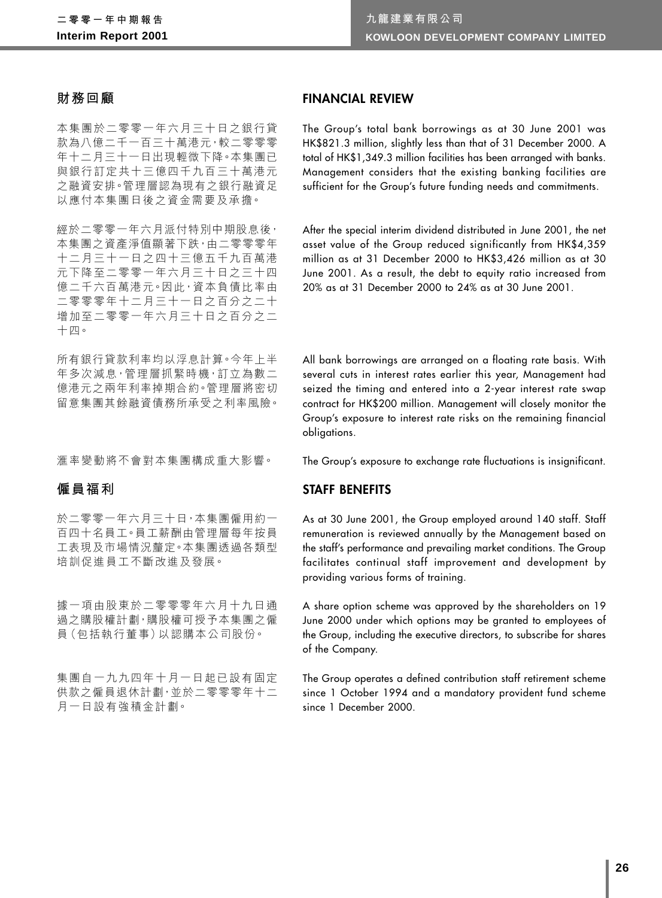## 財務回顧

本集團於二零零一年六月三十日之銀行貸款為八億二千一百三十萬港元，較二零零零年十二月三十一日出現輕微下降。本集團已與銀行訂定共十三億四千九百三十萬港元之融資安排。管理層認為現有之銀行融資足以應付本集團日後之資金需要及承擔。

經於二零零一年六月派付特別中期股息後，本集團之資產淨值顯著下跌，由二零零零年十二月三十一日之四十三億五千九百萬港元下降至二零零一年六月三十日之三十四億二千六百萬港元。因此，資本負債比率由二零零零年十二月三十一日之百分之二十增加至二零零一年六月三十日之百分之二十四。

所有銀行貸款利率均以浮息計算。今年上半年多次減息，管理層抓緊時機，訂立為數二億港元之兩年利率掉期合約。管理層將密切留意集團其餘融資債務所承受之利率風險。

滙率變動將不會對本集團構成重大影響。

## 僱員福利

於二零零一年六月三十日，本集團僱用約一百四十名員工。員工薪酬由管理層每年按員工表現及市場情況釐定。本集團透過各類型培訓促進員工不斷改進及發展。

據一項由股東於二零零零年六月十九日通過之購股權計劃，購股權可授予本集團之僱員（包括執行董事）以認購本公司股份。

集團自一九九四年十月一日起已設有固定供款之僱員退休計劃，並於二零零零年十二月一日設有強積金計劃。

## FINANCIAL REVIEW

The Group's total bank borrowings as at 30 June 2001 was HK$821.3 million, slightly less than that of 31 December 2000. A total of HK$1,349.3 million facilities has been arranged with banks. Management considers that the existing banking facilities are sufficient for the Group's future funding needs and commitments.

After the special interim dividend distributed in June 2001, the net asset value of the Group reduced significantly from HK$4,359 million as at 31 December 2000 to HK$3,426 million as at 30 June 2001. As a result, the debt to equity ratio increased from 20% as at 31 December 2000 to 24% as at 30 June 2001.

All bank borrowings are arranged on a floating rate basis. With several cuts in interest rates earlier this year, Management had seized the timing and entered into a 2-year interest rate swap contract for HK$200 million. Management will closely monitor the Group's exposure to interest rate risks on the remaining financial obligations.

The Group's exposure to exchange rate fluctuations is insignificant.

## STAFF BENEFITS

As at 30 June 2001, the Group employed around 140 staff. Staff remuneration is reviewed annually by the Management based on the staff's performance and prevailing market conditions. The Group facilitates continual staff improvement and development by providing various forms of training.

A share option scheme was approved by the shareholders on 19 June 2000 under which options may be granted to employees of the Group, including the executive directors, to subscribe for shares of the Company.

The Group operates a defined contribution staff retirement scheme since 1 October 1994 and a mandatory provident fund scheme since 1 December 2000.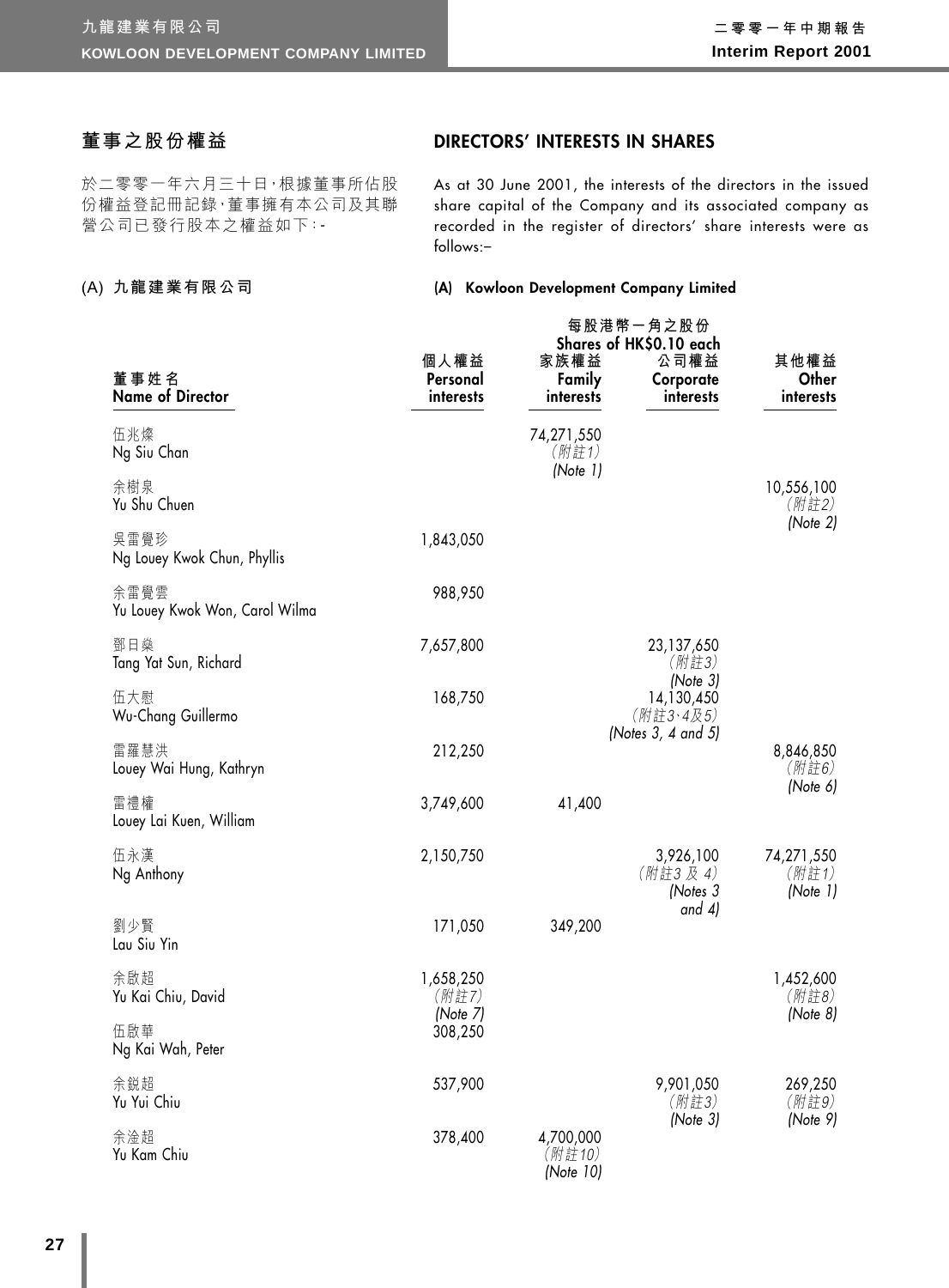## 董事之股份權益

## DIRECTORS' INTERESTS IN SHARES

於二零零一年六月三十日，根據董事所佔股份權益登記冊記錄，董事擁有本公司及其聯營公司已發行股本之權益如下：-

As at 30 June 2001, the interests of the directors in the issued share capital of the Company and its associated company as recorded in the register of directors' share interests were as follows:–

### (A) 九龍建業有限公司

### (A) Kowloon Development Company Limited

| 董事姓名 Name of Director | 每股港幣一角之股份 Shares of HK$0.10 each | | | |
|---|---|---|---|---|
| | 個人權益 Personal interests | 家族權益 Family interests | 公司權益 Corporate interests | 其他權益 Other interests |
| 伍兆燦 Ng Siu Chan | | 74,271,550 (附註1) *(Note 1)* | | |
| 余樹泉 Yu Shu Chuen | | | | 10,556,100 (附註2) *(Note 2)* |
| 吳雷覺珍 Ng Louey Kwok Chun, Phyllis | 1,843,050 | | | |
| 余雷覺雲 Yu Louey Kwok Won, Carol Wilma | 988,950 | | | |
| 鄧日燊 Tang Yat Sun, Richard | 7,657,800 | | 23,137,650 (附註3) *(Note 3)* | |
| 伍大慰 Wu-Chang Guillermo | 168,750 | | 14,130,450 (附註3、4及5) *(Notes 3, 4 and 5)* | |
| 雷羅慧洪 Louey Wai Hung, Kathryn | 212,250 | | | 8,846,850 (附註6) *(Note 6)* |
| 雷禮權 Louey Lai Kuen, William | 3,749,600 | 41,400 | | |
| 伍永漢 Ng Anthony | 2,150,750 | | 3,926,100 (附註3及4) *(Notes 3 and 4)* | 74,271,550 (附註1) *(Note 1)* |
| 劉少賢 Lau Siu Yin | 171,050 | 349,200 | | |
| 余啟超 Yu Kai Chiu, David | 1,658,250 (附註7) *(Note 7)* | | | 1,452,600 (附註8) *(Note 8)* |
| 伍啟華 Ng Kai Wah, Peter | 308,250 | | | |
| 余鋭超 Yu Yui Chiu | 537,900 | | 9,901,050 (附註3) *(Note 3)* | 269,250 (附註9) *(Note 9)* |
| 余淦超 Yu Kam Chiu | 378,400 | 4,700,000 (附註10) *(Note 10)* | | |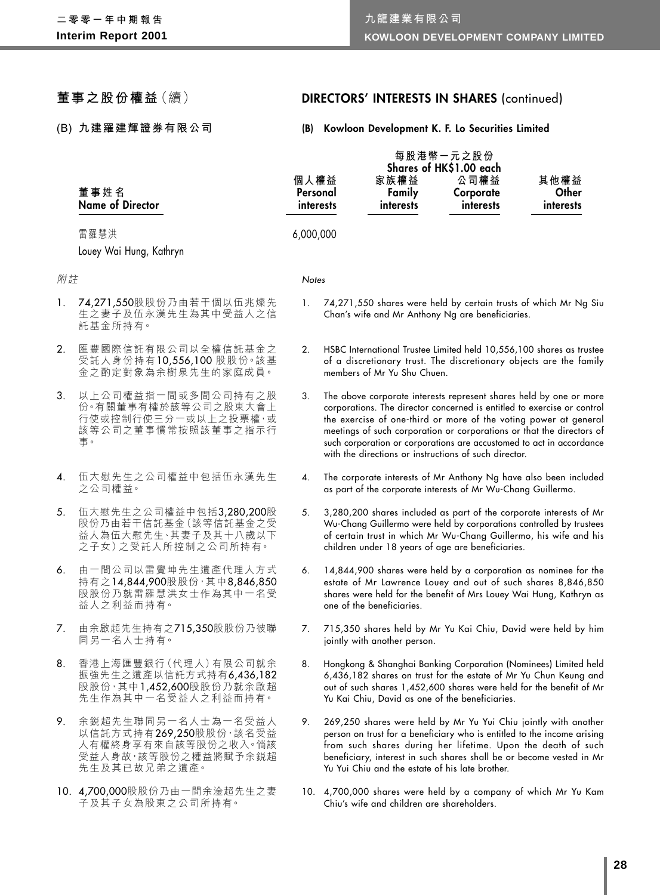## 董事之股份權益（續）

## DIRECTORS' INTERESTS IN SHARES (continued)

### (B) 九建羅建輝證券有限公司

### (B) Kowloon Development K. F. Lo Securities Limited

| 董事姓名 Name of Director | 每股港幣一元之股份 Shares of HK$1.00 each | | | |
|---|---|---|---|---|
| | 個人權益 Personal interests | 家族權益 Family interests | 公司權益 Corporate interests | 其他權益 Other interests |
| 雷羅慧洪 Louey Wai Hung, Kathryn | 6,000,000 | | | |

*附註*

1. 74,271,550股股份乃由若干個以伍兆燦先生之妻子及伍永漢先生為其中受益人之信託基金所持有。

2. 匯豐國際信託有限公司以全權信託基金之受託人身份持有10,556,100 股股份。該基金之酌定對象為余樹泉先生的家庭成員。

3. 以上公司權益指一間或多間公司持有之股份。有關董事有權於該等公司之股東大會上行使或控制行使三分一或以上之投票權，或該等公司之董事慣常按照該董事之指示行事。

4. 伍大慰先生之公司權益中包括伍永漢先生之公司權益。

5. 伍大慰先生之公司權益中包括3,280,200股股份乃由若干信託基金（該等信託基金之受益人為伍大慰先生、其妻子及其十八歲以下之子女）之受託人所控制之公司所持有。

6. 由一間公司以雷覺坤先生遺產代理人方式持有之14,844,900股股份，其中8,846,850股股份乃就雷羅慧洪女士作為其中一名受益人之利益而持有。

7. 由余啟超先生持有之715,350股股份乃彼聯同另一名人士持有。

8. 香港上海匯豐銀行（代理人）有限公司就余振強先生之遺產以信託方式持有6,436,182股股份，其中1,452,600股股份乃就余啟超先生作為其中一名受益人之利益而持有。

9. 余銳超先生聯同另一名人士為一名受益人以信託方式持有269,250股股份，該名受益人有權終身享有來自該等股份之收入。倘該受益人身故，該等股份之權益將賦予余銳超先生及其已故兄弟之遺產。

10. 4,700,000股股份乃由一間余淦超先生之妻子及其子女為股東之公司所持有。

*Notes*

1. 74,271,550 shares were held by certain trusts of which Mr Ng Siu Chan's wife and Mr Anthony Ng are beneficiaries.

2. HSBC International Trustee Limited held 10,556,100 shares as trustee of a discretionary trust. The discretionary objects are the family members of Mr Yu Shu Chuen.

3. The above corporate interests represent shares held by one or more corporations. The director concerned is entitled to exercise or control the exercise of one-third or more of the voting power at general meetings of such corporation or corporations or that the directors of such corporation or corporations are accustomed to act in accordance with the directions or instructions of such director.

4. The corporate interests of Mr Anthony Ng have also been included as part of the corporate interests of Mr Wu-Chang Guillermo.

5. 3,280,200 shares included as part of the corporate interests of Mr Wu-Chang Guillermo were held by corporations controlled by trustees of certain trust in which Mr Wu-Chang Guillermo, his wife and his children under 18 years of age are beneficiaries.

6. 14,844,900 shares were held by a corporation as nominee for the estate of Mr Lawrence Louey and out of such shares 8,846,850 shares were held for the benefit of Mrs Louey Wai Hung, Kathryn as one of the beneficiaries.

7. 715,350 shares held by Mr Yu Kai Chiu, David were held by him jointly with another person.

8. Hongkong & Shanghai Banking Corporation (Nominees) Limited held 6,436,182 shares on trust for the estate of Mr Yu Chun Keung and out of such shares 1,452,600 shares were held for the benefit of Mr Yu Kai Chiu, David as one of the beneficiaries.

9. 269,250 shares were held by Mr Yu Yui Chiu jointly with another person on trust for a beneficiary who is entitled to the income arising from such shares during her lifetime. Upon the death of such beneficiary, interest in such shares shall be or become vested in Mr Yu Yui Chiu and the estate of his late brother.

10. 4,700,000 shares were held by a company of which Mr Yu Kam Chiu's wife and children are shareholders.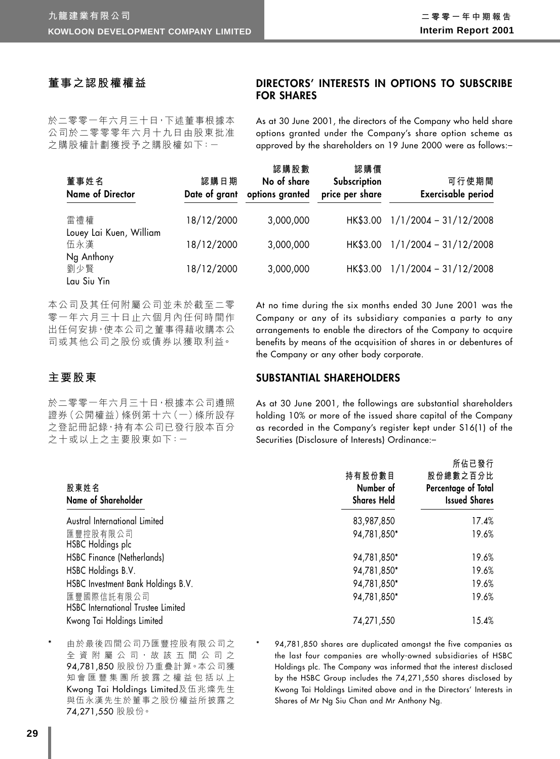## 董事之認股權權益

## DIRECTORS' INTERESTS IN OPTIONS TO SUBSCRIBE FOR SHARES

於二零零一年六月三十日，下述董事根據本公司於二零零零年六月十九日由股東批准之購股權計劃獲授予之購股權如下：－

As at 30 June 2001, the directors of the Company who held share options granted under the Company's share option scheme as approved by the shareholders on 19 June 2000 were as follows:–

| 董事姓名<br>Name of Director | 認購日期<br>Date of grant | 認購股數<br>No of share options granted | 認購價<br>Subscription price per share | 可行使期間<br>Exercisable period |
|---|---|---|---|---|
| 雷禮權<br>Louey Lai Kuen, William | 18/12/2000 | 3,000,000 | HK$3.00 | 1/1/2004 – 31/12/2008 |
| 伍永漢<br>Ng Anthony | 18/12/2000 | 3,000,000 | HK$3.00 | 1/1/2004 – 31/12/2008 |
| 劉少賢<br>Lau Siu Yin | 18/12/2000 | 3,000,000 | HK$3.00 | 1/1/2004 – 31/12/2008 |

本公司及其任何附屬公司並未於截至二零零一年六月三十日止六個月內任何時間作出任何安排，使本公司之董事得藉收購本公司或其他公司之股份或債券以獲取利益。

At no time during the six months ended 30 June 2001 was the Company or any of its subsidiary companies a party to any arrangements to enable the directors of the Company to acquire benefits by means of the acquisition of shares in or debentures of the Company or any other body corporate.

## 主要股東

## SUBSTANTIAL SHAREHOLDERS

於二零零一年六月三十日，根據本公司遵照證券(公開權益)條例第十六(一)條所設存之登記冊記錄，持有本公司已發行股本百分之十或以上之主要股東如下：－

As at 30 June 2001, the followings are substantial shareholders holding 10% or more of the issued share capital of the Company as recorded in the Company's register kept under S16(1) of the Securities (Disclosure of Interests) Ordinance:–

| 股東姓名<br>Name of Shareholder | 持有股份數目<br>Number of Shares Held | 所佔已發行股份總數之百分比<br>Percentage of Total Issued Shares |
|---|---|---|
| Austral International Limited | 83,987,850 | 17.4% |
| 匯豐控股有限公司<br>HSBC Holdings plc | 94,781,850* | 19.6% |
| HSBC Finance (Netherlands) | 94,781,850* | 19.6% |
| HSBC Holdings B.V. | 94,781,850* | 19.6% |
| HSBC Investment Bank Holdings B.V. | 94,781,850* | 19.6% |
| 匯豐國際信託有限公司<br>HSBC International Trustee Limited | 94,781,850* | 19.6% |
| Kwong Tai Holdings Limited | 74,271,550 | 15.4% |

\* 由於最後四間公司乃匯豐控股有限公司之全資附屬公司，故該五間公司之94,781,850股股份乃重疊計算。本公司獲知會匯豐集團所披露之權益包括以上Kwong Tai Holdings Limited及伍兆燦先生與伍永漢先生於董事之股份權益所披露之74,271,550股股份。

\* 94,781,850 shares are duplicated amongst the five companies as the last four companies are wholly-owned subsidiaries of HSBC Holdings plc. The Company was informed that the interest disclosed by the HSBC Group includes the 74,271,550 shares disclosed by Kwong Tai Holdings Limited above and in the Directors' Interests in Shares of Mr Ng Siu Chan and Mr Anthony Ng.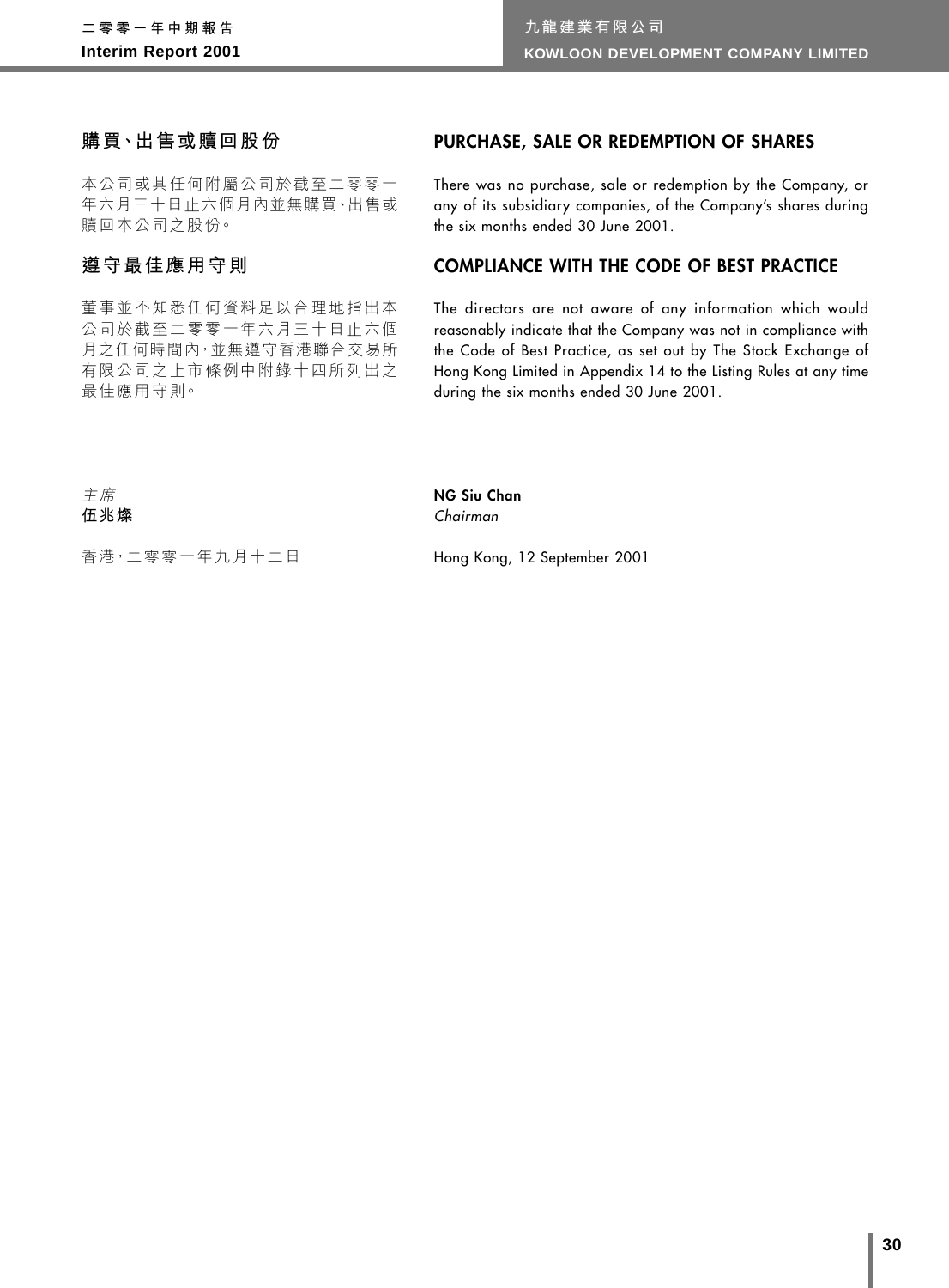## 購買、出售或贖回股份

本公司或其任何附屬公司於截至二零零一年六月三十日止六個月內並無購買、出售或贖回本公司之股份。

## 遵守最佳應用守則

董事並不知悉任何資料足以合理地指出本公司於截至二零零一年六月三十日止六個月之任何時間內，並無遵守香港聯合交易所有限公司之上市條例中附錄十四所列出之最佳應用守則。

*主席*
**伍兆燦**

香港，二零零一年九月十二日

## PURCHASE, SALE OR REDEMPTION OF SHARES

There was no purchase, sale or redemption by the Company, or any of its subsidiary companies, of the Company's shares during the six months ended 30 June 2001.

## COMPLIANCE WITH THE CODE OF BEST PRACTICE

The directors are not aware of any information which would reasonably indicate that the Company was not in compliance with the Code of Best Practice, as set out by The Stock Exchange of Hong Kong Limited in Appendix 14 to the Listing Rules at any time during the six months ended 30 June 2001.

**NG Siu Chan**
*Chairman*

Hong Kong, 12 September 2001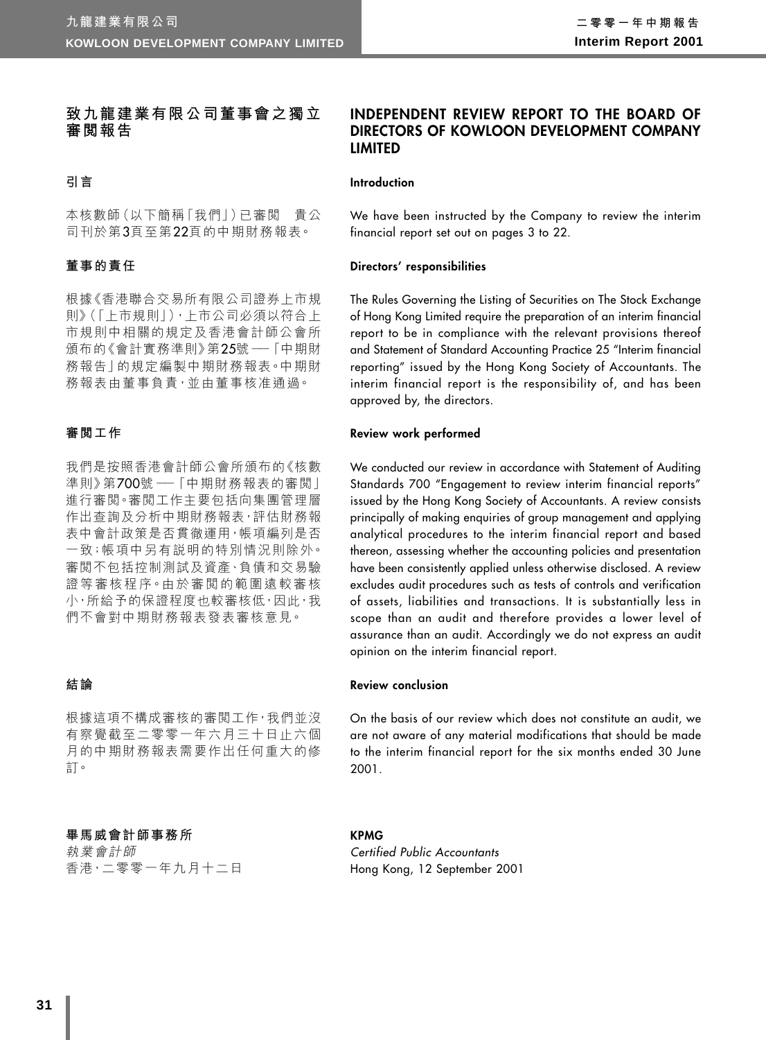## 致九龍建業有限公司董事會之獨立審閱報告

### 引言

本核數師（以下簡稱「我們」）已審閱　貴公司刊於第3頁至第22頁的中期財務報表。

### 董事的責任

根據《香港聯合交易所有限公司證券上市規則》（「上市規則」），上市公司必須以符合上市規則中相關的規定及香港會計師公會所頒布的《會計實務準則》第25號 —「中期財務報告」的規定編製中期財務報表。中期財務報表由董事負責，並由董事核准通過。

### 審閱工作

我們是按照香港會計師公會所頒布的《核數準則》第700號 —「中期財務報表的審閱」進行審閱。審閱工作主要包括向集團管理層作出查詢及分析中期財務報表，評估財務報表中會計政策是否貫徹運用，帳項編列是否一致；帳項中另有說明的特別情況則除外。審閱不包括控制測試及資產、負債和交易驗證等審核程序。由於審閱的範圍遠較審核小，所給予的保證程度也較審核低，因此，我們不會對中期財務報表發表審核意見。

### 結論

根據這項不構成審核的審閱工作，我們並沒有察覺截至二零零一年六月三十日止六個月的中期財務報表需要作出任何重大的修訂。

**畢馬威會計師事務所**
*執業會計師*
香港，二零零一年九月十二日

## INDEPENDENT REVIEW REPORT TO THE BOARD OF DIRECTORS OF KOWLOON DEVELOPMENT COMPANY LIMITED

### Introduction

We have been instructed by the Company to review the interim financial report set out on pages 3 to 22.

### Directors' responsibilities

The Rules Governing the Listing of Securities on The Stock Exchange of Hong Kong Limited require the preparation of an interim financial report to be in compliance with the relevant provisions thereof and Statement of Standard Accounting Practice 25 "Interim financial reporting" issued by the Hong Kong Society of Accountants. The interim financial report is the responsibility of, and has been approved by, the directors.

### Review work performed

We conducted our review in accordance with Statement of Auditing Standards 700 "Engagement to review interim financial reports" issued by the Hong Kong Society of Accountants. A review consists principally of making enquiries of group management and applying analytical procedures to the interim financial report and based thereon, assessing whether the accounting policies and presentation have been consistently applied unless otherwise disclosed. A review excludes audit procedures such as tests of controls and verification of assets, liabilities and transactions. It is substantially less in scope than an audit and therefore provides a lower level of assurance than an audit. Accordingly we do not express an audit opinion on the interim financial report.

### Review conclusion

On the basis of our review which does not constitute an audit, we are not aware of any material modifications that should be made to the interim financial report for the six months ended 30 June 2001.

**KPMG**
*Certified Public Accountants*
Hong Kong, 12 September 2001